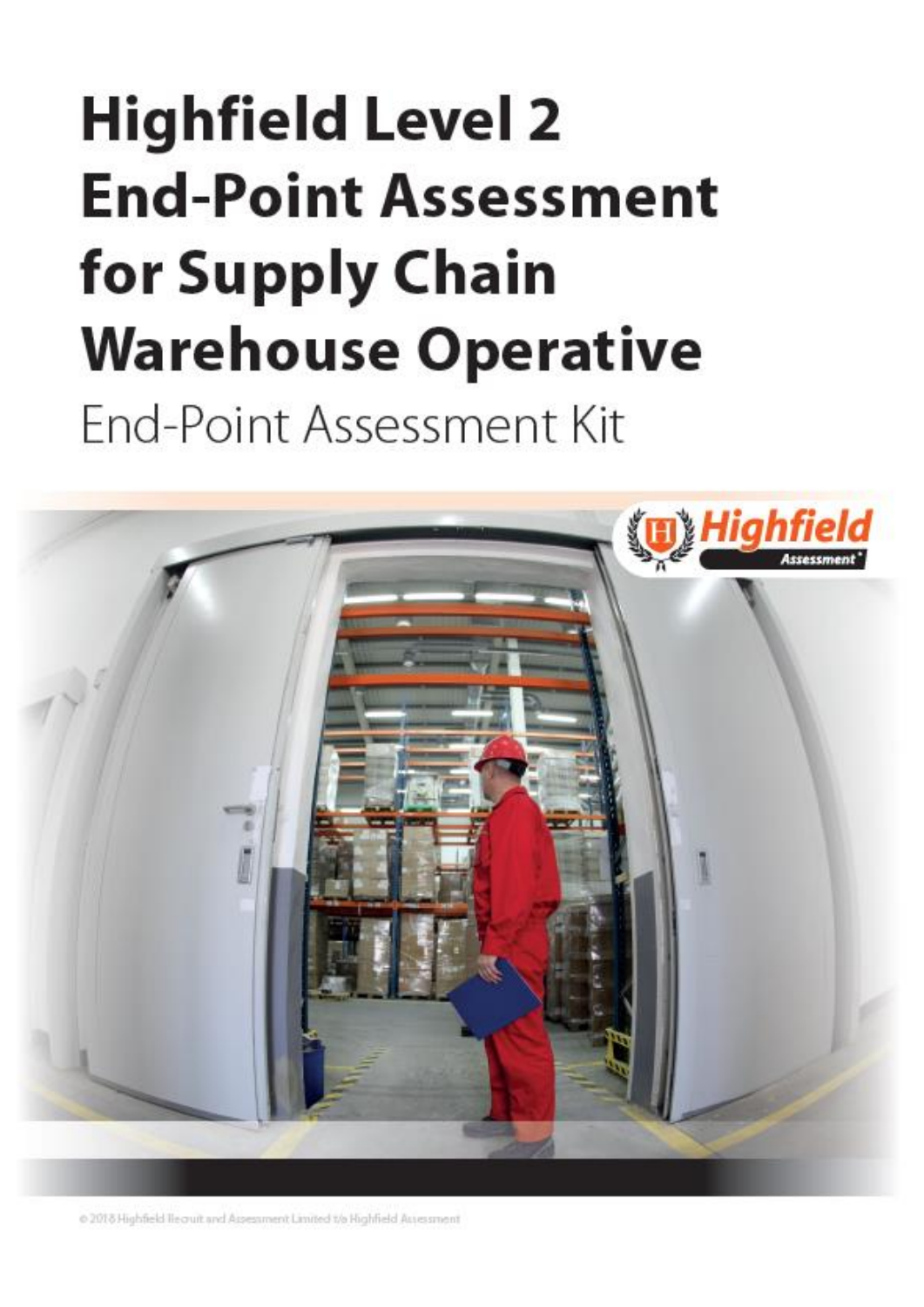# Highfield Level 2 End-Point Assessment for Supply Chain Warehouse Operative

End-Point Assessment Kit

© 2018 Highfield Recruit and Assessment Limited t/a Highfield Assessment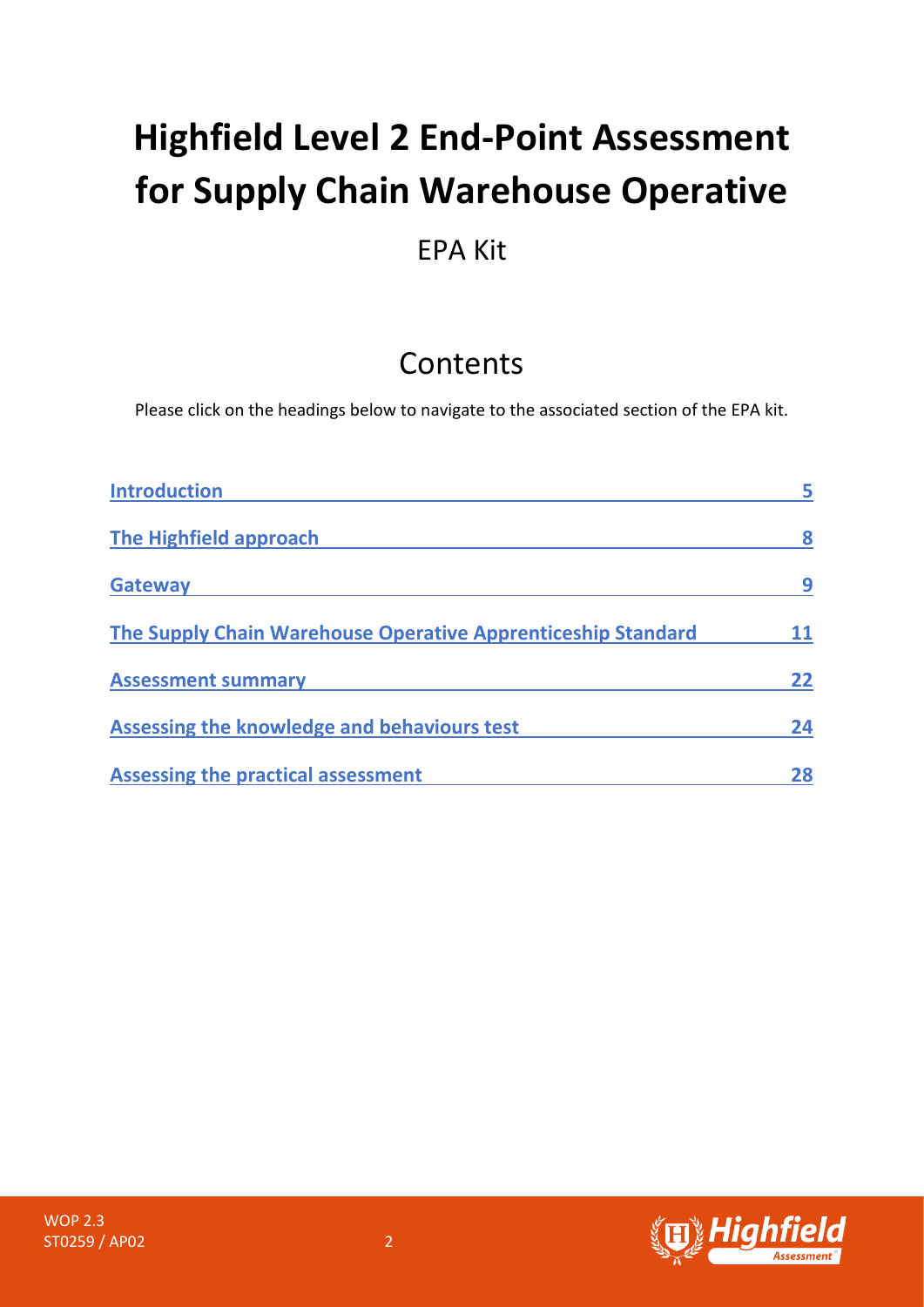# Highfield Level 2 End-Point Assessment for Supply Chain Warehouse Operative

EPA Kit

## Contents

Please click on the headings below to navigate to the associated section of the EPA kit.

| | |
|---|---|
| **Introduction** | **5** |
| **The Highfield approach** | **8** |
| **Gateway** | **9** |
| **The Supply Chain Warehouse Operative Apprenticeship Standard** | **11** |
| **Assessment summary** | **22** |
| **Assessing the knowledge and behaviours test** | **24** |
| **Assessing the practical assessment** | **28** |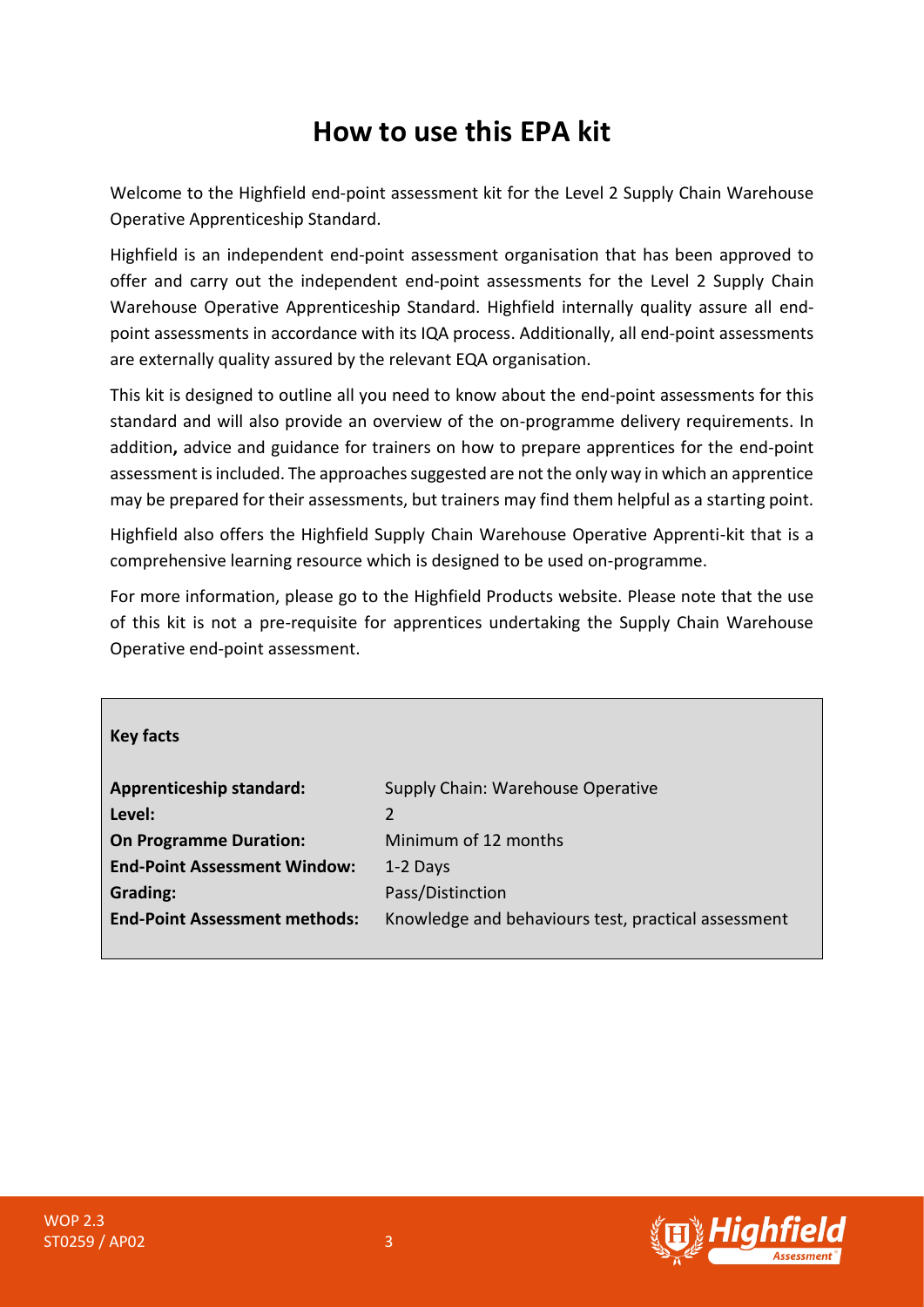# How to use this EPA kit

Welcome to the Highfield end-point assessment kit for the Level 2 Supply Chain Warehouse Operative Apprenticeship Standard.

Highfield is an independent end-point assessment organisation that has been approved to offer and carry out the independent end-point assessments for the Level 2 Supply Chain Warehouse Operative Apprenticeship Standard. Highfield internally quality assure all end-point assessments in accordance with its IQA process. Additionally, all end-point assessments are externally quality assured by the relevant EQA organisation.

This kit is designed to outline all you need to know about the end-point assessments for this standard and will also provide an overview of the on-programme delivery requirements. In addition**,** advice and guidance for trainers on how to prepare apprentices for the end-point assessment is included. The approaches suggested are not the only way in which an apprentice may be prepared for their assessments, but trainers may find them helpful as a starting point.

Highfield also offers the Highfield Supply Chain Warehouse Operative Apprenti-kit that is a comprehensive learning resource which is designed to be used on-programme.

For more information, please go to the Highfield Products website. Please note that the use of this kit is not a pre-requisite for apprentices undertaking the Supply Chain Warehouse Operative end-point assessment.

**Key facts**

| | |
|---|---|
| **Apprenticeship standard:** | Supply Chain: Warehouse Operative |
| **Level:** | 2 |
| **On Programme Duration:** | Minimum of 12 months |
| **End-Point Assessment Window:** | 1-2 Days |
| **Grading:** | Pass/Distinction |
| **End-Point Assessment methods:** | Knowledge and behaviours test, practical assessment |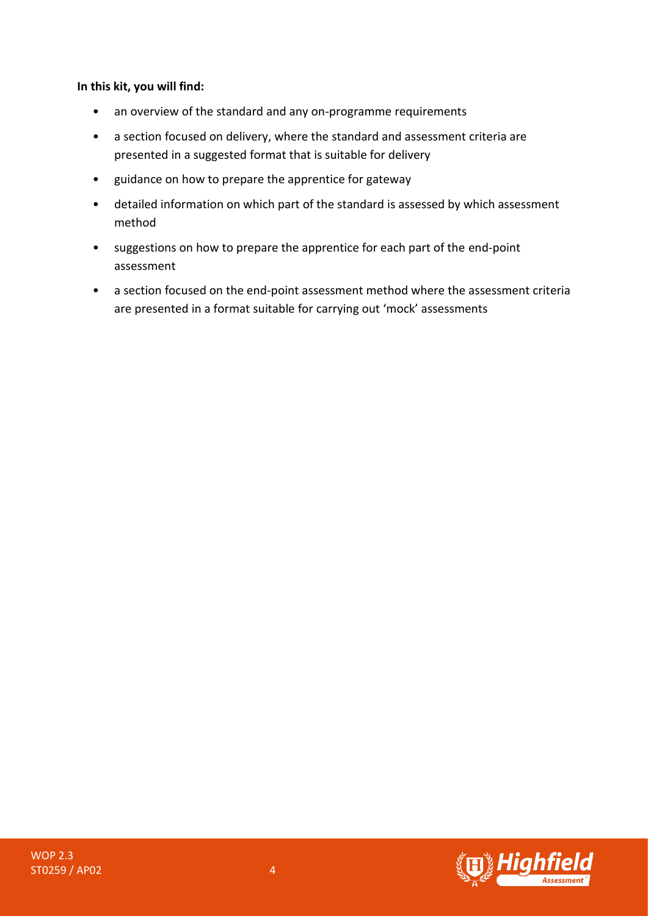**In this kit, you will find:**

- an overview of the standard and any on-programme requirements
- a section focused on delivery, where the standard and assessment criteria are presented in a suggested format that is suitable for delivery
- guidance on how to prepare the apprentice for gateway
- detailed information on which part of the standard is assessed by which assessment method
- suggestions on how to prepare the apprentice for each part of the end-point assessment
- a section focused on the end-point assessment method where the assessment criteria are presented in a format suitable for carrying out 'mock' assessments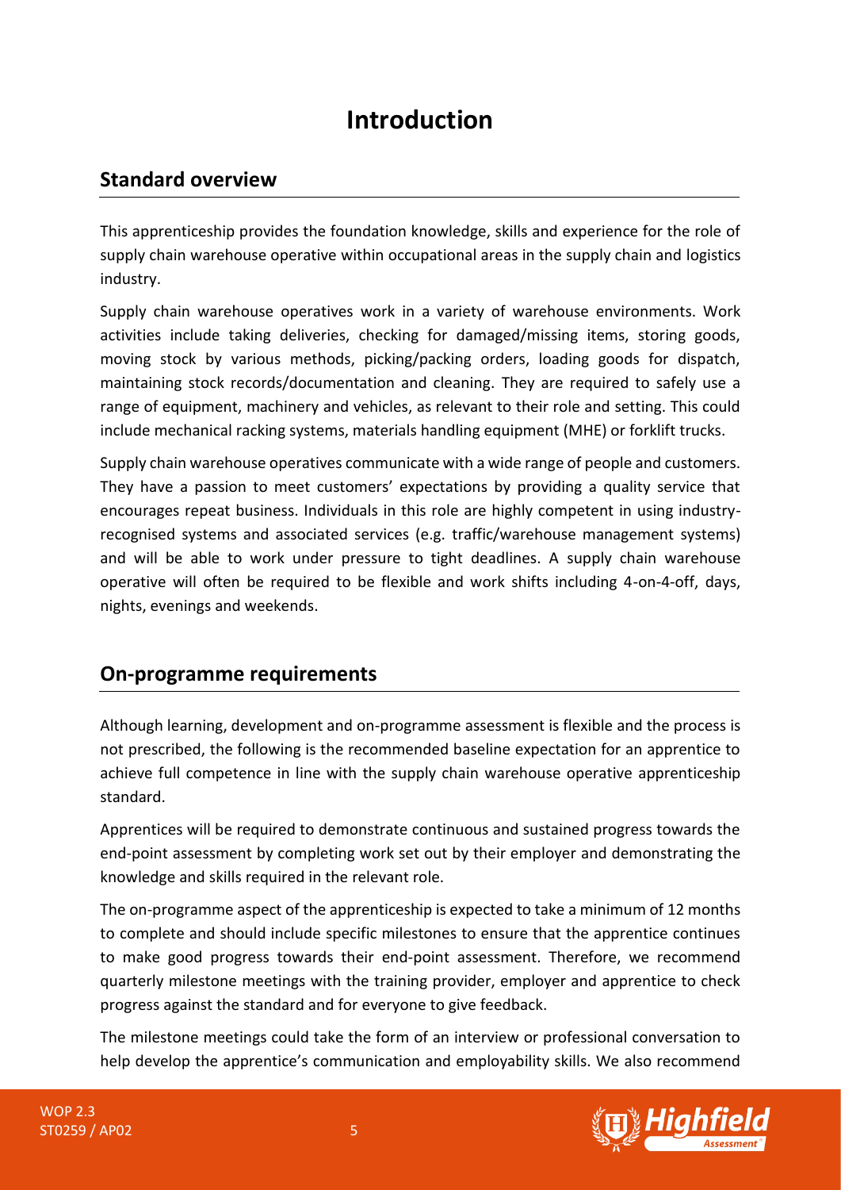# Introduction

## Standard overview

This apprenticeship provides the foundation knowledge, skills and experience for the role of supply chain warehouse operative within occupational areas in the supply chain and logistics industry.

Supply chain warehouse operatives work in a variety of warehouse environments. Work activities include taking deliveries, checking for damaged/missing items, storing goods, moving stock by various methods, picking/packing orders, loading goods for dispatch, maintaining stock records/documentation and cleaning. They are required to safely use a range of equipment, machinery and vehicles, as relevant to their role and setting. This could include mechanical racking systems, materials handling equipment (MHE) or forklift trucks.

Supply chain warehouse operatives communicate with a wide range of people and customers. They have a passion to meet customers' expectations by providing a quality service that encourages repeat business. Individuals in this role are highly competent in using industry-recognised systems and associated services (e.g. traffic/warehouse management systems) and will be able to work under pressure to tight deadlines. A supply chain warehouse operative will often be required to be flexible and work shifts including 4-on-4-off, days, nights, evenings and weekends.

## On-programme requirements

Although learning, development and on-programme assessment is flexible and the process is not prescribed, the following is the recommended baseline expectation for an apprentice to achieve full competence in line with the supply chain warehouse operative apprenticeship standard.

Apprentices will be required to demonstrate continuous and sustained progress towards the end-point assessment by completing work set out by their employer and demonstrating the knowledge and skills required in the relevant role.

The on-programme aspect of the apprenticeship is expected to take a minimum of 12 months to complete and should include specific milestones to ensure that the apprentice continues to make good progress towards their end-point assessment. Therefore, we recommend quarterly milestone meetings with the training provider, employer and apprentice to check progress against the standard and for everyone to give feedback.

The milestone meetings could take the form of an interview or professional conversation to help develop the apprentice's communication and employability skills. We also recommend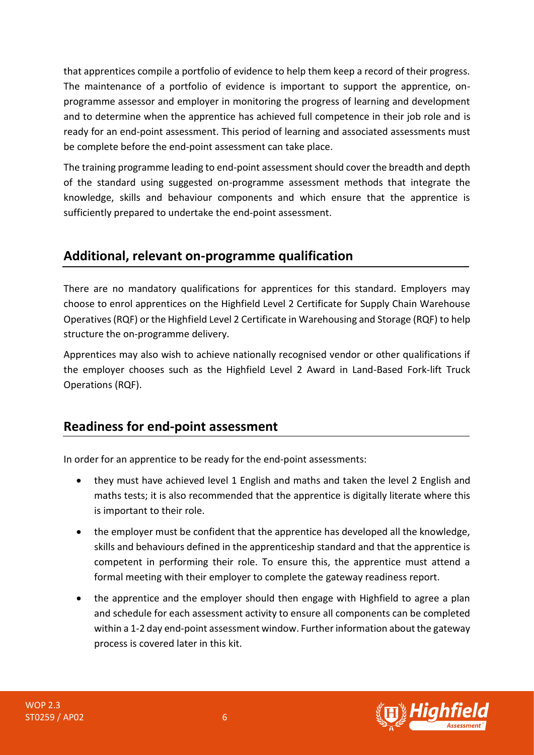that apprentices compile a portfolio of evidence to help them keep a record of their progress. The maintenance of a portfolio of evidence is important to support the apprentice, on-programme assessor and employer in monitoring the progress of learning and development and to determine when the apprentice has achieved full competence in their job role and is ready for an end-point assessment. This period of learning and associated assessments must be complete before the end-point assessment can take place.

The training programme leading to end-point assessment should cover the breadth and depth of the standard using suggested on-programme assessment methods that integrate the knowledge, skills and behaviour components and which ensure that the apprentice is sufficiently prepared to undertake the end-point assessment.

## Additional, relevant on-programme qualification

There are no mandatory qualifications for apprentices for this standard. Employers may choose to enrol apprentices on the Highfield Level 2 Certificate for Supply Chain Warehouse Operatives (RQF) or the Highfield Level 2 Certificate in Warehousing and Storage (RQF) to help structure the on-programme delivery.

Apprentices may also wish to achieve nationally recognised vendor or other qualifications if the employer chooses such as the Highfield Level 2 Award in Land-Based Fork-lift Truck Operations (RQF).

## Readiness for end-point assessment

In order for an apprentice to be ready for the end-point assessments:

- they must have achieved level 1 English and maths and taken the level 2 English and maths tests; it is also recommended that the apprentice is digitally literate where this is important to their role.
- the employer must be confident that the apprentice has developed all the knowledge, skills and behaviours defined in the apprenticeship standard and that the apprentice is competent in performing their role. To ensure this, the apprentice must attend a formal meeting with their employer to complete the gateway readiness report.
- the apprentice and the employer should then engage with Highfield to agree a plan and schedule for each assessment activity to ensure all components can be completed within a 1-2 day end-point assessment window. Further information about the gateway process is covered later in this kit.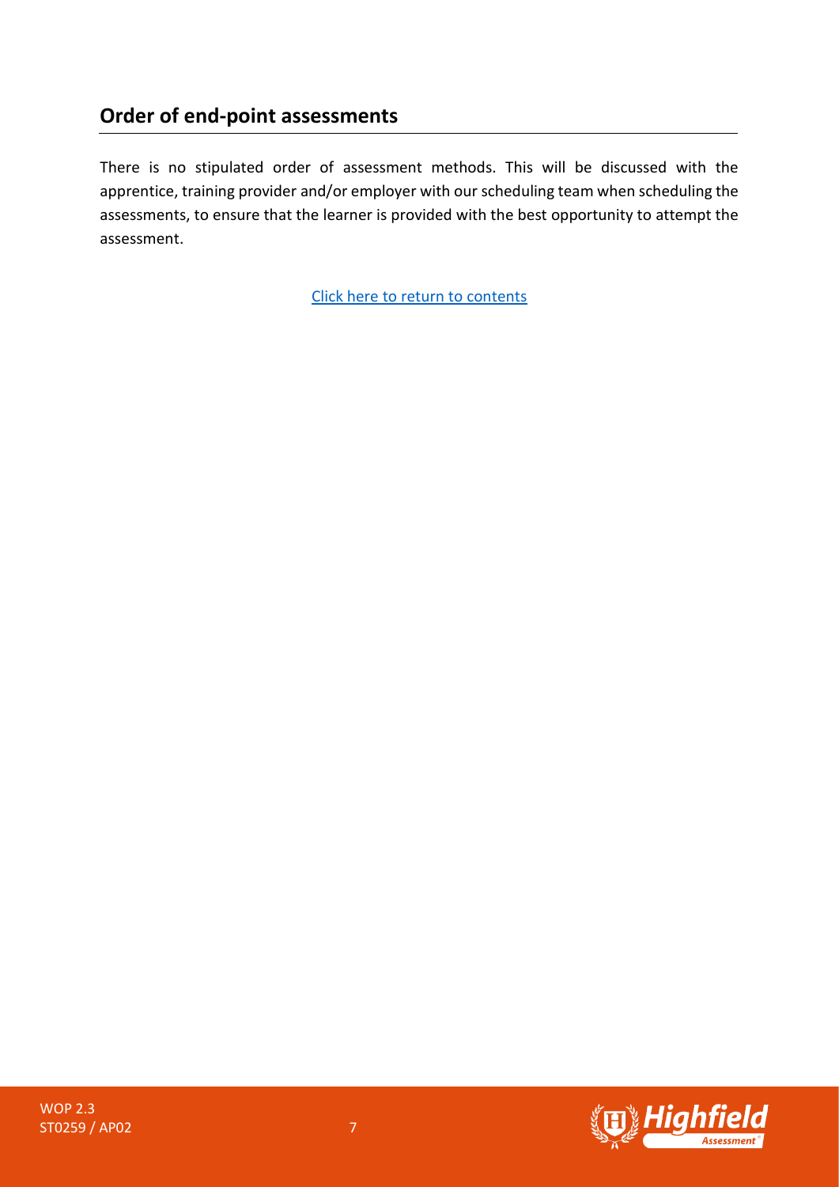## Order of end-point assessments

There is no stipulated order of assessment methods. This will be discussed with the apprentice, training provider and/or employer with our scheduling team when scheduling the assessments, to ensure that the learner is provided with the best opportunity to attempt the assessment.

Click here to return to contents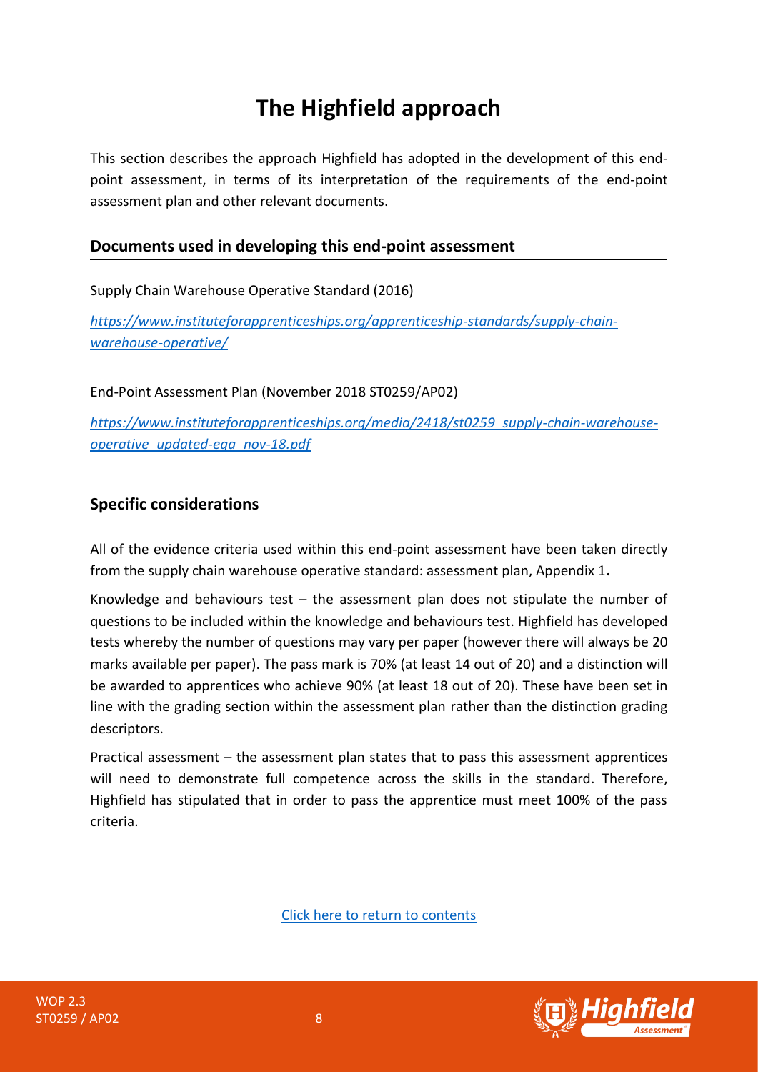# The Highfield approach

This section describes the approach Highfield has adopted in the development of this end-point assessment, in terms of its interpretation of the requirements of the end-point assessment plan and other relevant documents.

## Documents used in developing this end-point assessment

Supply Chain Warehouse Operative Standard (2016)

*https://www.instituteforapprenticeships.org/apprenticeship-standards/supply-chain-warehouse-operative/*

End-Point Assessment Plan (November 2018 ST0259/AP02)

*https://www.instituteforapprenticeships.org/media/2418/st0259_supply-chain-warehouse-operative_updated-epa_nov-18.pdf*

## Specific considerations

All of the evidence criteria used within this end-point assessment have been taken directly from the supply chain warehouse operative standard: assessment plan, Appendix 1**.**

Knowledge and behaviours test – the assessment plan does not stipulate the number of questions to be included within the knowledge and behaviours test. Highfield has developed tests whereby the number of questions may vary per paper (however there will always be 20 marks available per paper). The pass mark is 70% (at least 14 out of 20) and a distinction will be awarded to apprentices who achieve 90% (at least 18 out of 20). These have been set in line with the grading section within the assessment plan rather than the distinction grading descriptors.

Practical assessment – the assessment plan states that to pass this assessment apprentices will need to demonstrate full competence across the skills in the standard. Therefore, Highfield has stipulated that in order to pass the apprentice must meet 100% of the pass criteria.

Click here to return to contents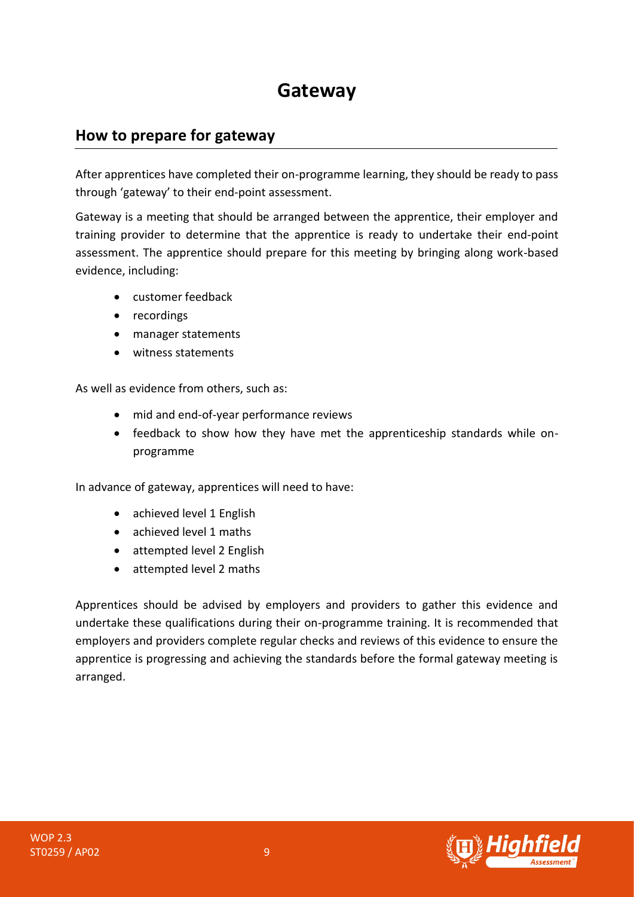# Gateway

## How to prepare for gateway

After apprentices have completed their on-programme learning, they should be ready to pass through 'gateway' to their end-point assessment.

Gateway is a meeting that should be arranged between the apprentice, their employer and training provider to determine that the apprentice is ready to undertake their end-point assessment. The apprentice should prepare for this meeting by bringing along work-based evidence, including:

- customer feedback
- recordings
- manager statements
- witness statements

As well as evidence from others, such as:

- mid and end-of-year performance reviews
- feedback to show how they have met the apprenticeship standards while on-programme

In advance of gateway, apprentices will need to have:

- achieved level 1 English
- achieved level 1 maths
- attempted level 2 English
- attempted level 2 maths

Apprentices should be advised by employers and providers to gather this evidence and undertake these qualifications during their on-programme training. It is recommended that employers and providers complete regular checks and reviews of this evidence to ensure the apprentice is progressing and achieving the standards before the formal gateway meeting is arranged.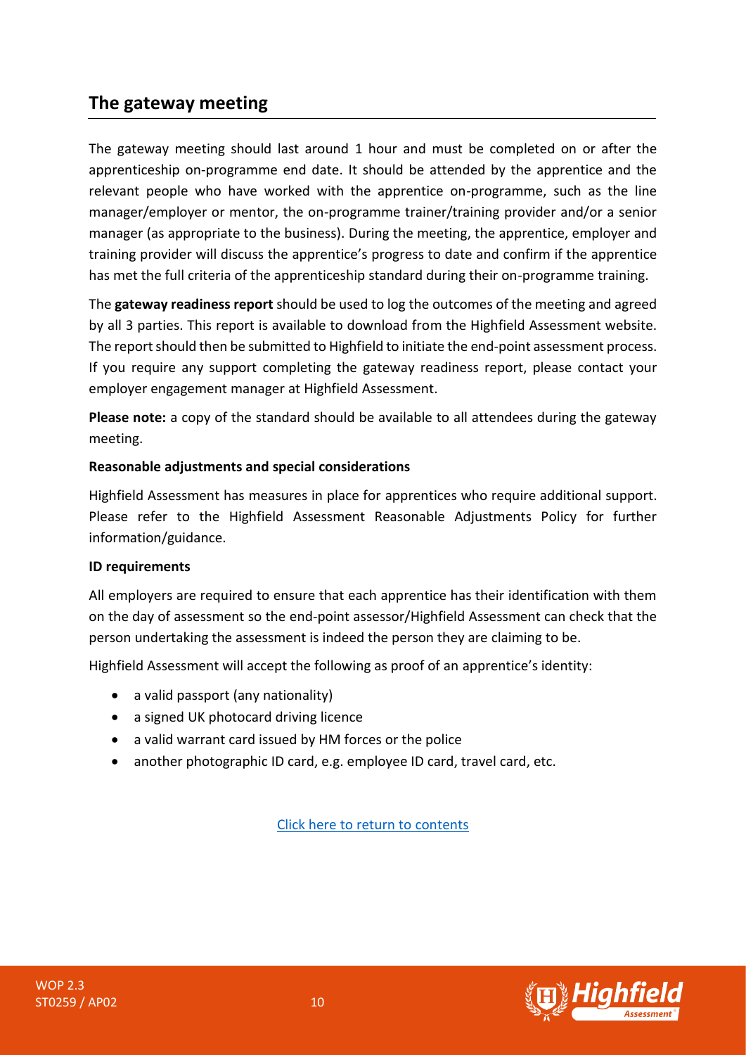## The gateway meeting

The gateway meeting should last around 1 hour and must be completed on or after the apprenticeship on-programme end date. It should be attended by the apprentice and the relevant people who have worked with the apprentice on-programme, such as the line manager/employer or mentor, the on-programme trainer/training provider and/or a senior manager (as appropriate to the business). During the meeting, the apprentice, employer and training provider will discuss the apprentice's progress to date and confirm if the apprentice has met the full criteria of the apprenticeship standard during their on-programme training.

The **gateway readiness report** should be used to log the outcomes of the meeting and agreed by all 3 parties. This report is available to download from the Highfield Assessment website. The report should then be submitted to Highfield to initiate the end-point assessment process. If you require any support completing the gateway readiness report, please contact your employer engagement manager at Highfield Assessment.

**Please note:** a copy of the standard should be available to all attendees during the gateway meeting.

**Reasonable adjustments and special considerations**

Highfield Assessment has measures in place for apprentices who require additional support. Please refer to the Highfield Assessment Reasonable Adjustments Policy for further information/guidance.

**ID requirements**

All employers are required to ensure that each apprentice has their identification with them on the day of assessment so the end-point assessor/Highfield Assessment can check that the person undertaking the assessment is indeed the person they are claiming to be.

Highfield Assessment will accept the following as proof of an apprentice's identity:

- a valid passport (any nationality)
- a signed UK photocard driving licence
- a valid warrant card issued by HM forces or the police
- another photographic ID card, e.g. employee ID card, travel card, etc.

Click here to return to contents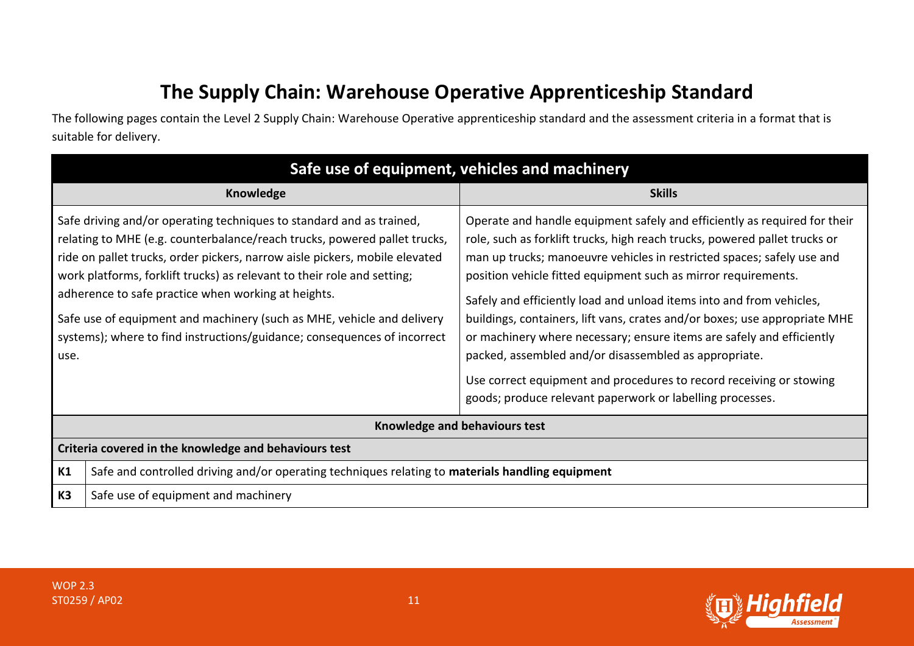# The Supply Chain: Warehouse Operative Apprenticeship Standard

The following pages contain the Level 2 Supply Chain: Warehouse Operative apprenticeship standard and the assessment criteria in a format that is suitable for delivery.

| Safe use of equipment, vehicles and machinery | |
|---|---|
| **Knowledge** | **Skills** |
| Safe driving and/or operating techniques to standard and as trained, relating to MHE (e.g. counterbalance/reach trucks, powered pallet trucks, ride on pallet trucks, order pickers, narrow aisle pickers, mobile elevated work platforms, forklift trucks) as relevant to their role and setting; adherence to safe practice when working at heights.<br><br>Safe use of equipment and machinery (such as MHE, vehicle and delivery systems); where to find instructions/guidance; consequences of incorrect use. | Operate and handle equipment safely and efficiently as required for their role, such as forklift trucks, high reach trucks, powered pallet trucks or man up trucks; manoeuvre vehicles in restricted spaces; safely use and position vehicle fitted equipment such as mirror requirements.<br><br>Safely and efficiently load and unload items into and from vehicles, buildings, containers, lift vans, crates and/or boxes; use appropriate MHE or machinery where necessary; ensure items are safely and efficiently packed, assembled and/or disassembled as appropriate.<br><br>Use correct equipment and procedures to record receiving or stowing goods; produce relevant paperwork or labelling processes. |

| Knowledge and behaviours test | |
|---|---|
| **Criteria covered in the knowledge and behaviours test** | |
| **K1** | Safe and controlled driving and/or operating techniques relating to **materials handling equipment** |
| **K3** | Safe use of equipment and machinery |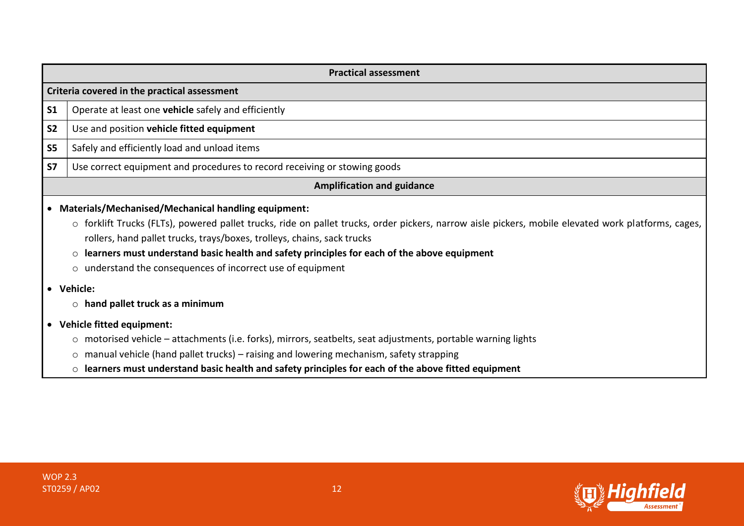| Practical assessment | |
|---|---|
| **Criteria covered in the practical assessment** | |
| **S1** | Operate at least one **vehicle** safely and efficiently |
| **S2** | Use and position **vehicle fitted equipment** |
| **S5** | Safely and efficiently load and unload items |
| **S7** | Use correct equipment and procedures to record receiving or stowing goods |

**Amplification and guidance**

- **Materials/Mechanised/Mechanical handling equipment:**
  - forklift Trucks (FLTs), powered pallet trucks, ride on pallet trucks, order pickers, narrow aisle pickers, mobile elevated work platforms, cages, rollers, hand pallet trucks, trays/boxes, trolleys, chains, sack trucks
  - **learners must understand basic health and safety principles for each of the above equipment**
  - understand the consequences of incorrect use of equipment
- **Vehicle:**
  - **hand pallet truck as a minimum**
- **Vehicle fitted equipment:**
  - motorised vehicle – attachments (i.e. forks), mirrors, seatbelts, seat adjustments, portable warning lights
  - manual vehicle (hand pallet trucks) – raising and lowering mechanism, safety strapping
  - **learners must understand basic health and safety principles for each of the above fitted equipment**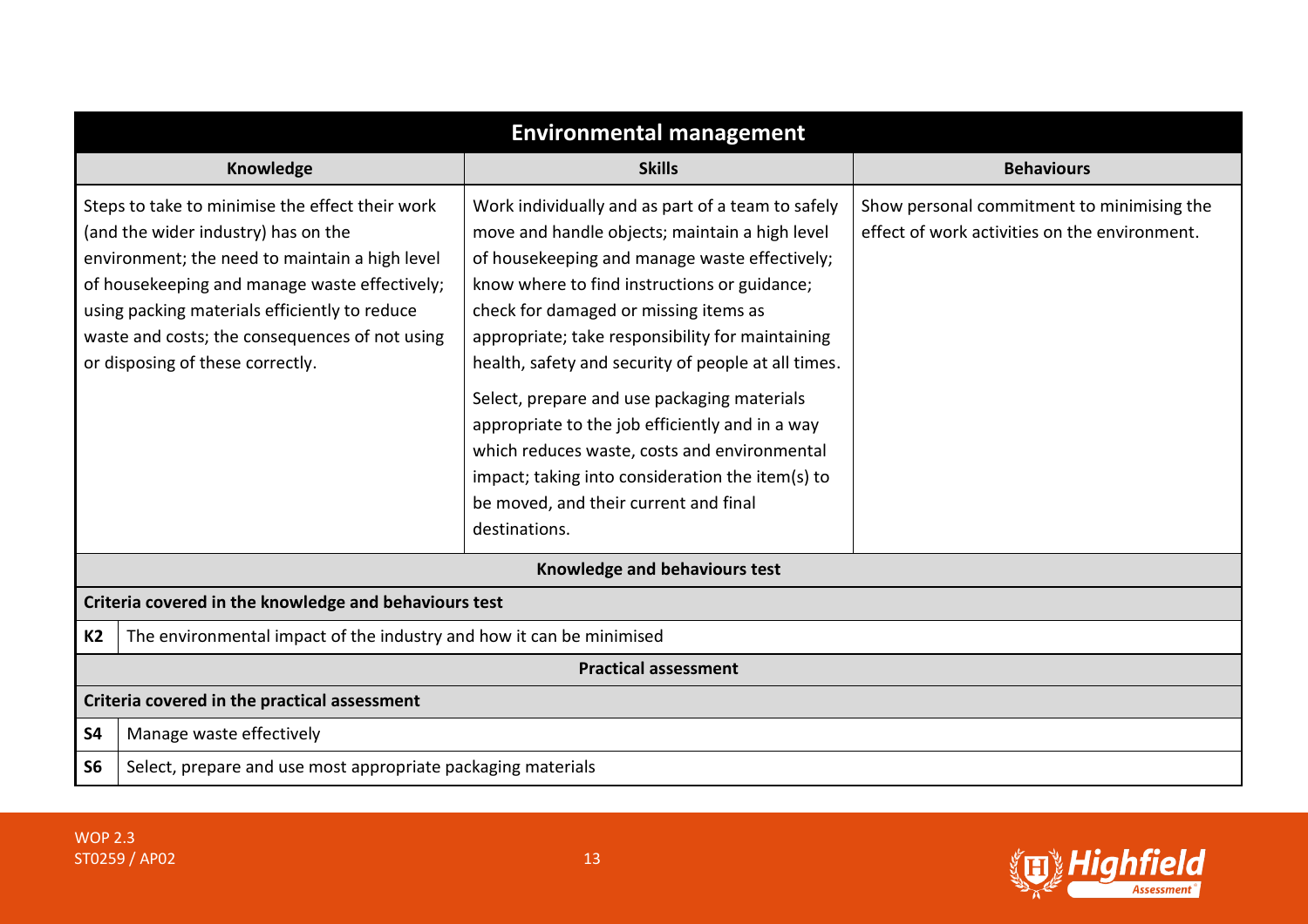| Environmental management | | |
|---|---|---|
| **Knowledge** | **Skills** | **Behaviours** |
| Steps to take to minimise the effect their work (and the wider industry) has on the environment; the need to maintain a high level of housekeeping and manage waste effectively; using packing materials efficiently to reduce waste and costs; the consequences of not using or disposing of these correctly. | Work individually and as part of a team to safely move and handle objects; maintain a high level of housekeeping and manage waste effectively; know where to find instructions or guidance; check for damaged or missing items as appropriate; take responsibility for maintaining health, safety and security of people at all times.<br><br>Select, prepare and use packaging materials appropriate to the job efficiently and in a way which reduces waste, costs and environmental impact; taking into consideration the item(s) to be moved, and their current and final destinations. | Show personal commitment to minimising the effect of work activities on the environment. |

| Knowledge and behaviours test | |
|---|---|
| **Criteria covered in the knowledge and behaviours test** | |
| **K2** | The environmental impact of the industry and how it can be minimised |
| **Practical assessment** | |
| **Criteria covered in the practical assessment** | |
| **S4** | Manage waste effectively |
| **S6** | Select, prepare and use most appropriate packaging materials |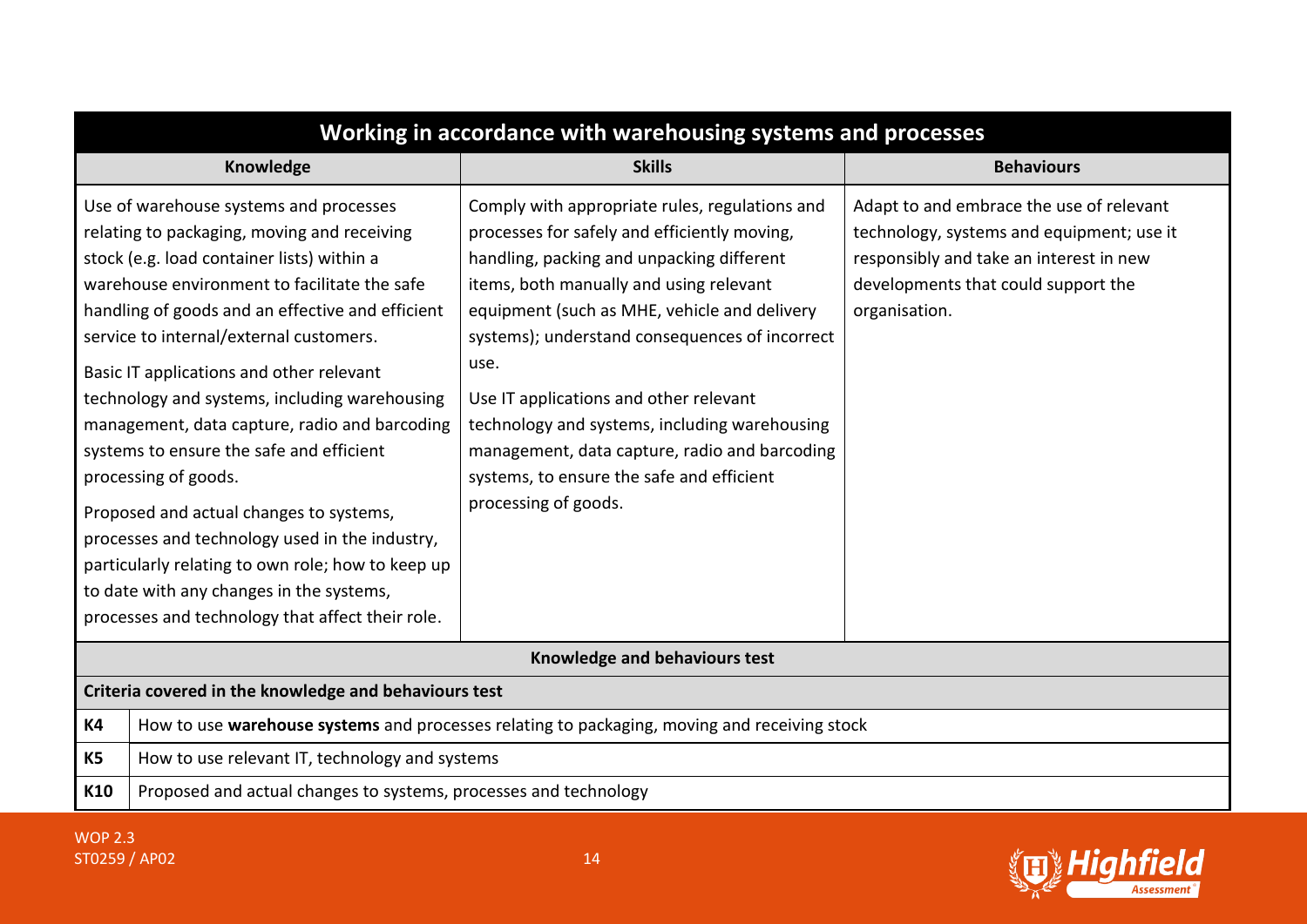| Working in accordance with warehousing systems and processes | | |
|---|---|---|
| **Knowledge** | **Skills** | **Behaviours** |
| Use of warehouse systems and processes relating to packaging, moving and receiving stock (e.g. load container lists) within a warehouse environment to facilitate the safe handling of goods and an effective and efficient service to internal/external customers.<br><br>Basic IT applications and other relevant technology and systems, including warehousing management, data capture, radio and barcoding systems to ensure the safe and efficient processing of goods.<br><br>Proposed and actual changes to systems, processes and technology used in the industry, particularly relating to own role; how to keep up to date with any changes in the systems, processes and technology that affect their role. | Comply with appropriate rules, regulations and processes for safely and efficiently moving, handling, packing and unpacking different items, both manually and using relevant equipment (such as MHE, vehicle and delivery systems); understand consequences of incorrect use.<br><br>Use IT applications and other relevant technology and systems, including warehousing management, data capture, radio and barcoding systems, to ensure the safe and efficient processing of goods. | Adapt to and embrace the use of relevant technology, systems and equipment; use it responsibly and take an interest in new developments that could support the organisation. |

**Knowledge and behaviours test**

| Criteria covered in the knowledge and behaviours test | |
|---|---|
| **K4** | How to use **warehouse systems** and processes relating to packaging, moving and receiving stock |
| **K5** | How to use relevant IT, technology and systems |
| **K10** | Proposed and actual changes to systems, processes and technology |

WOP 2.3
ST0259 / AP02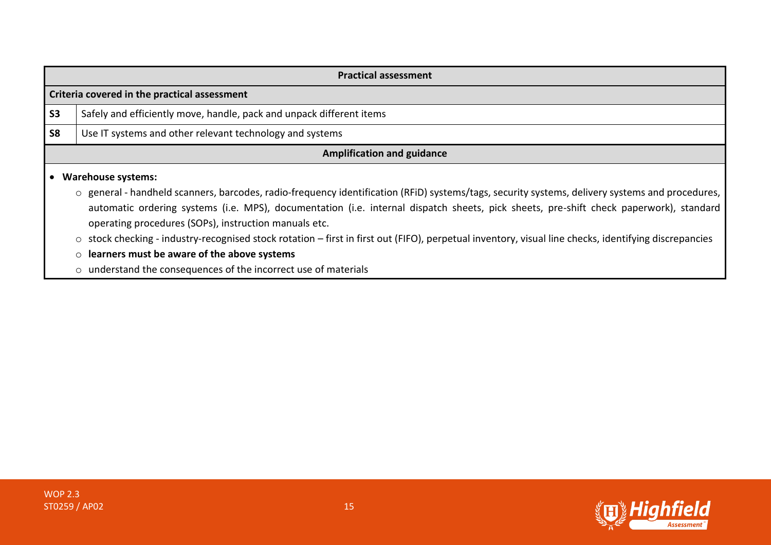| Practical assessment | |
|---|---|
| **Criteria covered in the practical assessment** | |
| **S3** | Safely and efficiently move, handle, pack and unpack different items |
| **S8** | Use IT systems and other relevant technology and systems |

**Amplification and guidance**

- **Warehouse systems:**
  - general - handheld scanners, barcodes, radio-frequency identification (RFiD) systems/tags, security systems, delivery systems and procedures, automatic ordering systems (i.e. MPS), documentation (i.e. internal dispatch sheets, pick sheets, pre-shift check paperwork), standard operating procedures (SOPs), instruction manuals etc.
  - stock checking - industry-recognised stock rotation – first in first out (FIFO), perpetual inventory, visual line checks, identifying discrepancies
  - **learners must be aware of the above systems**
  - understand the consequences of the incorrect use of materials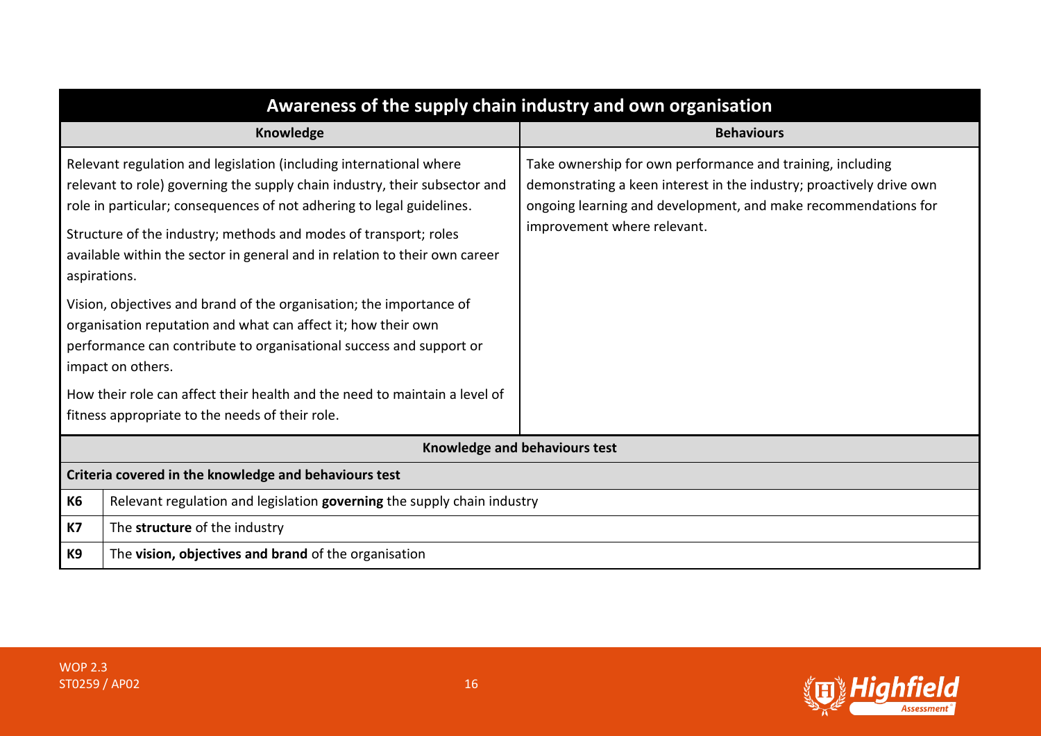| Awareness of the supply chain industry and own organisation | |
|---|---|
| **Knowledge** | **Behaviours** |
| Relevant regulation and legislation (including international where relevant to role) governing the supply chain industry, their subsector and role in particular; consequences of not adhering to legal guidelines.<br><br>Structure of the industry; methods and modes of transport; roles available within the sector in general and in relation to their own career aspirations.<br><br>Vision, objectives and brand of the organisation; the importance of organisation reputation and what can affect it; how their own performance can contribute to organisational success and support or impact on others.<br><br>How their role can affect their health and the need to maintain a level of fitness appropriate to the needs of their role. | Take ownership for own performance and training, including demonstrating a keen interest in the industry; proactively drive own ongoing learning and development, and make recommendations for improvement where relevant. |

| Knowledge and behaviours test | |
|---|---|
| **Criteria covered in the knowledge and behaviours test** | |
| **K6** | Relevant regulation and legislation **governing** the supply chain industry |
| **K7** | The **structure** of the industry |
| **K9** | The **vision, objectives and brand** of the organisation |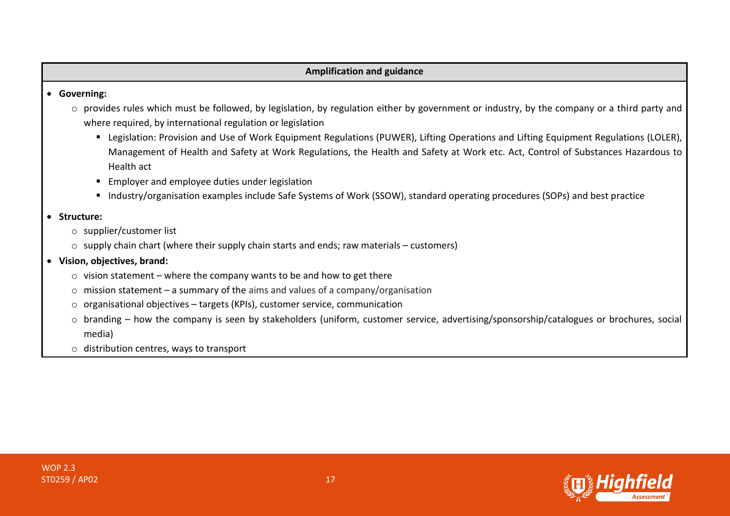**Amplification and guidance**

- **Governing:**
  - provides rules which must be followed, by legislation, by regulation either by government or industry, by the company or a third party and where required, by international regulation or legislation
    - Legislation: Provision and Use of Work Equipment Regulations (PUWER), Lifting Operations and Lifting Equipment Regulations (LOLER), Management of Health and Safety at Work Regulations, the Health and Safety at Work etc. Act, Control of Substances Hazardous to Health act
    - Employer and employee duties under legislation
    - Industry/organisation examples include Safe Systems of Work (SSOW), standard operating procedures (SOPs) and best practice
- **Structure:**
  - supplier/customer list
  - supply chain chart (where their supply chain starts and ends; raw materials – customers)
- **Vision, objectives, brand:**
  - vision statement – where the company wants to be and how to get there
  - mission statement – a summary of the aims and values of a company/organisation
  - organisational objectives – targets (KPIs), customer service, communication
  - branding – how the company is seen by stakeholders (uniform, customer service, advertising/sponsorship/catalogues or brochures, social media)
  - distribution centres, ways to transport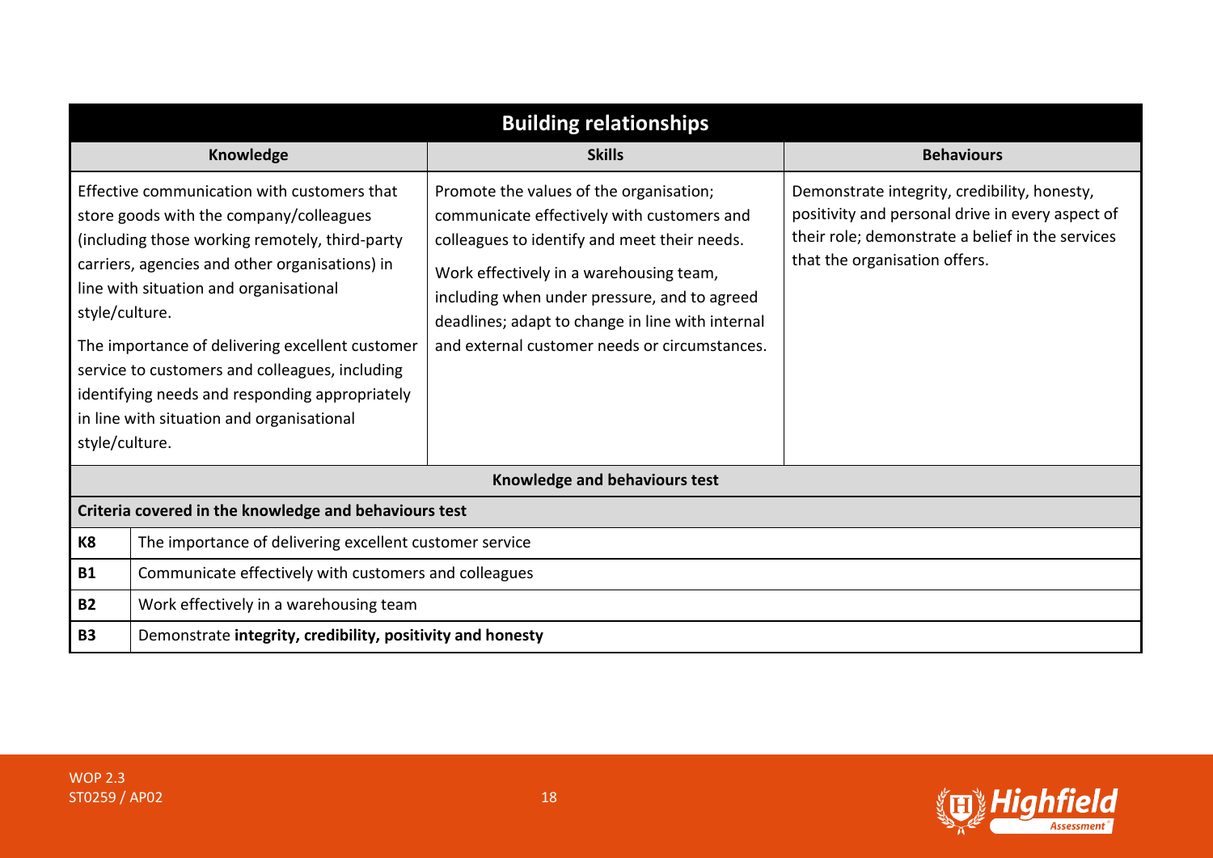| Building relationships | | |
|---|---|---|
| **Knowledge** | **Skills** | **Behaviours** |
| Effective communication with customers that store goods with the company/colleagues (including those working remotely, third-party carriers, agencies and other organisations) in line with situation and organisational style/culture.<br><br>The importance of delivering excellent customer service to customers and colleagues, including identifying needs and responding appropriately in line with situation and organisational style/culture. | Promote the values of the organisation; communicate effectively with customers and colleagues to identify and meet their needs.<br><br>Work effectively in a warehousing team, including when under pressure, and to agreed deadlines; adapt to change in line with internal and external customer needs or circumstances. | Demonstrate integrity, credibility, honesty, positivity and personal drive in every aspect of their role; demonstrate a belief in the services that the organisation offers. |

**Knowledge and behaviours test**

| Criteria covered in the knowledge and behaviours test | |
|---|---|
| **K8** | The importance of delivering excellent customer service |
| **B1** | Communicate effectively with customers and colleagues |
| **B2** | Work effectively in a warehousing team |
| **B3** | Demonstrate **integrity, credibility, positivity and honesty** |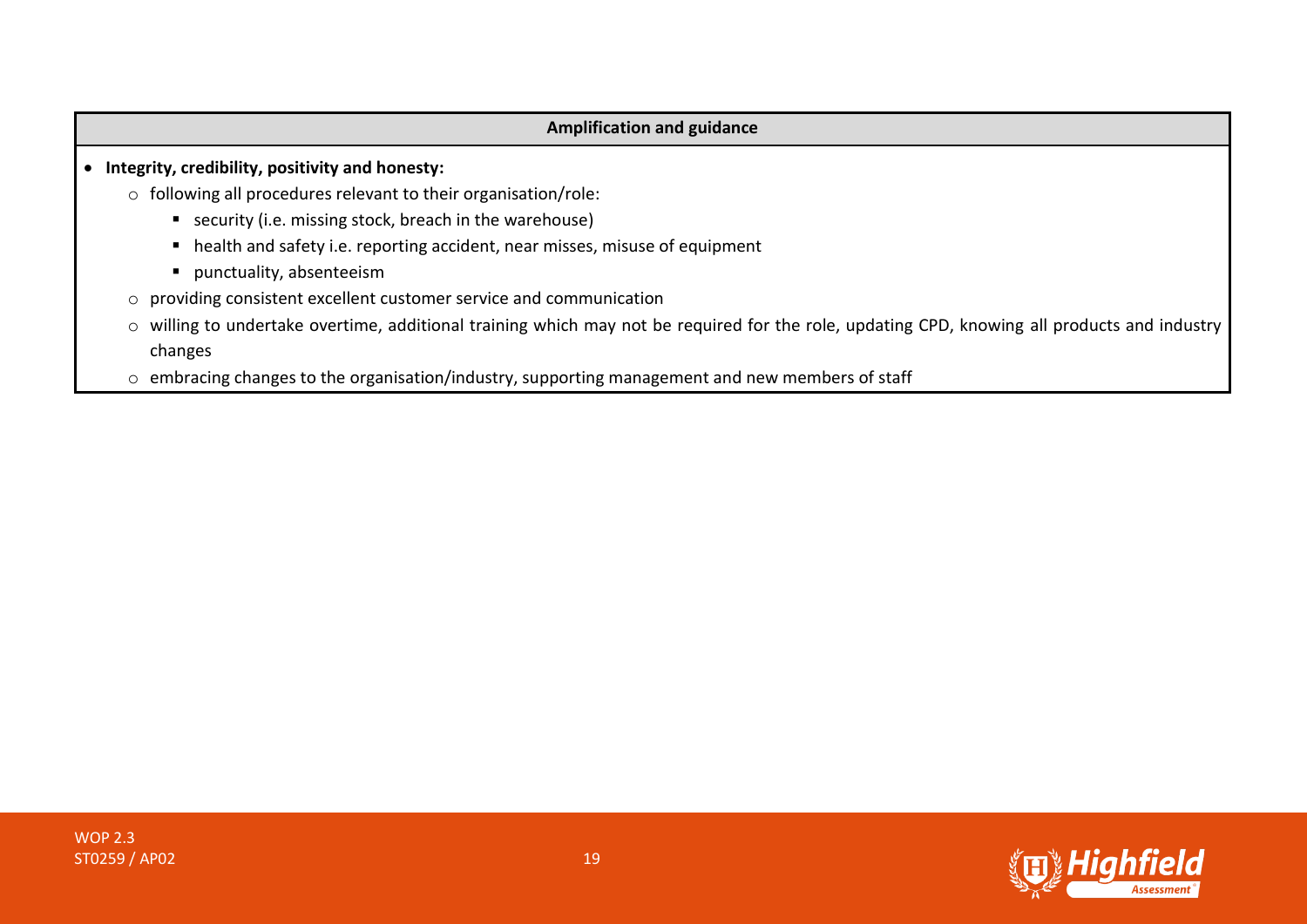| Amplification and guidance |
| --- |
| • **Integrity, credibility, positivity and honesty:**<br>&nbsp;&nbsp;&nbsp;&nbsp;○ following all procedures relevant to their organisation/role:<br>&nbsp;&nbsp;&nbsp;&nbsp;&nbsp;&nbsp;&nbsp;&nbsp;▪ security (i.e. missing stock, breach in the warehouse)<br>&nbsp;&nbsp;&nbsp;&nbsp;&nbsp;&nbsp;&nbsp;&nbsp;▪ health and safety i.e. reporting accident, near misses, misuse of equipment<br>&nbsp;&nbsp;&nbsp;&nbsp;&nbsp;&nbsp;&nbsp;&nbsp;▪ punctuality, absenteeism<br>&nbsp;&nbsp;&nbsp;&nbsp;○ providing consistent excellent customer service and communication<br>&nbsp;&nbsp;&nbsp;&nbsp;○ willing to undertake overtime, additional training which may not be required for the role, updating CPD, knowing all products and industry changes<br>&nbsp;&nbsp;&nbsp;&nbsp;○ embracing changes to the organisation/industry, supporting management and new members of staff |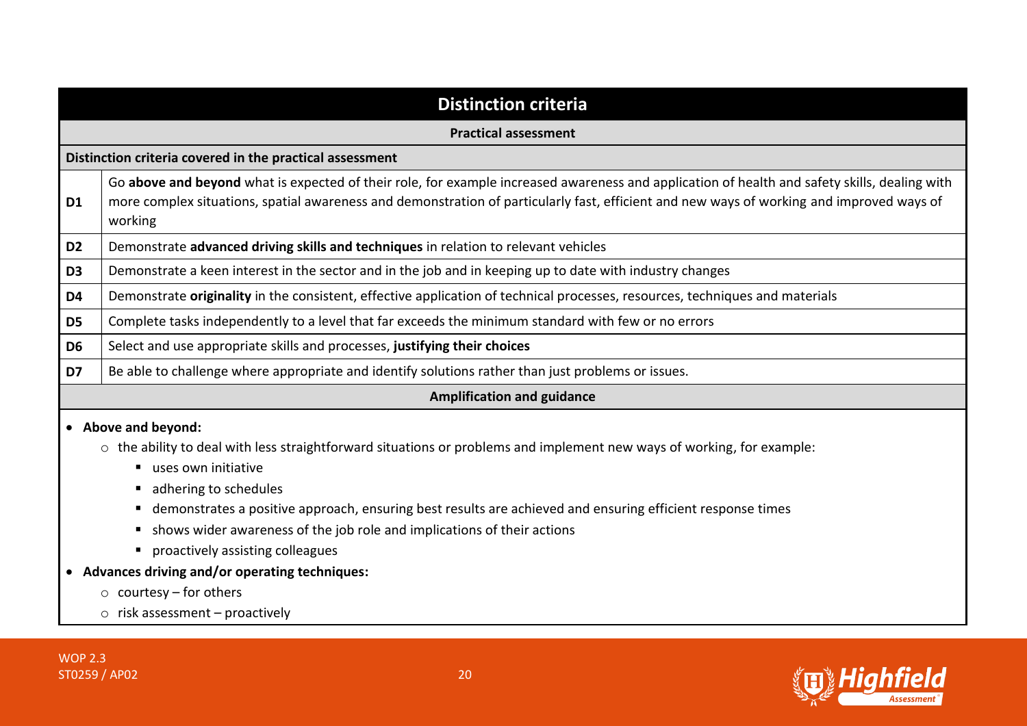## Distinction criteria

### Practical assessment

| Distinction criteria covered in the practical assessment | |
|---|---|
| D1 | Go **above and beyond** what is expected of their role, for example increased awareness and application of health and safety skills, dealing with more complex situations, spatial awareness and demonstration of particularly fast, efficient and new ways of working and improved ways of working |
| D2 | Demonstrate **advanced driving skills and techniques** in relation to relevant vehicles |
| D3 | Demonstrate a keen interest in the sector and in the job and in keeping up to date with industry changes |
| D4 | Demonstrate **originality** in the consistent, effective application of technical processes, resources, techniques and materials |
| D5 | Complete tasks independently to a level that far exceeds the minimum standard with few or no errors |
| D6 | Select and use appropriate skills and processes, **justifying their choices** |
| D7 | Be able to challenge where appropriate and identify solutions rather than just problems or issues. |

### Amplification and guidance

- **Above and beyond:**
  - the ability to deal with less straightforward situations or problems and implement new ways of working, for example:
    - uses own initiative
    - adhering to schedules
    - demonstrates a positive approach, ensuring best results are achieved and ensuring efficient response times
    - shows wider awareness of the job role and implications of their actions
    - proactively assisting colleagues
- **Advances driving and/or operating techniques:**
  - courtesy – for others
  - risk assessment – proactively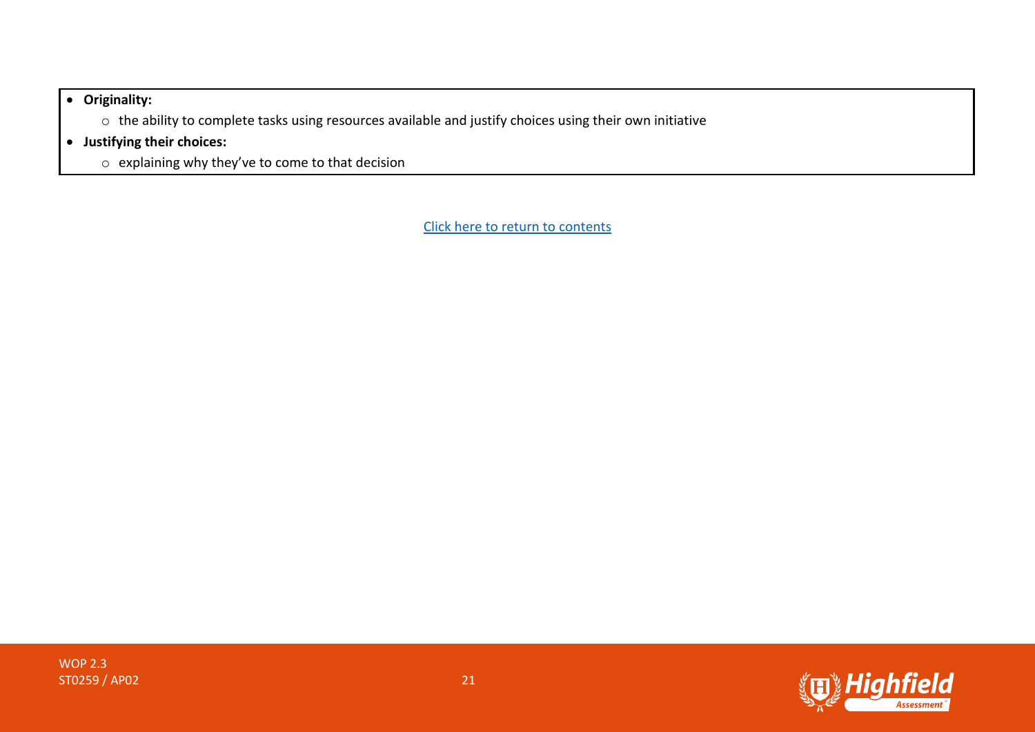- **Originality:**
  - the ability to complete tasks using resources available and justify choices using their own initiative
- **Justifying their choices:**
  - explaining why they've to come to that decision

Click here to return to contents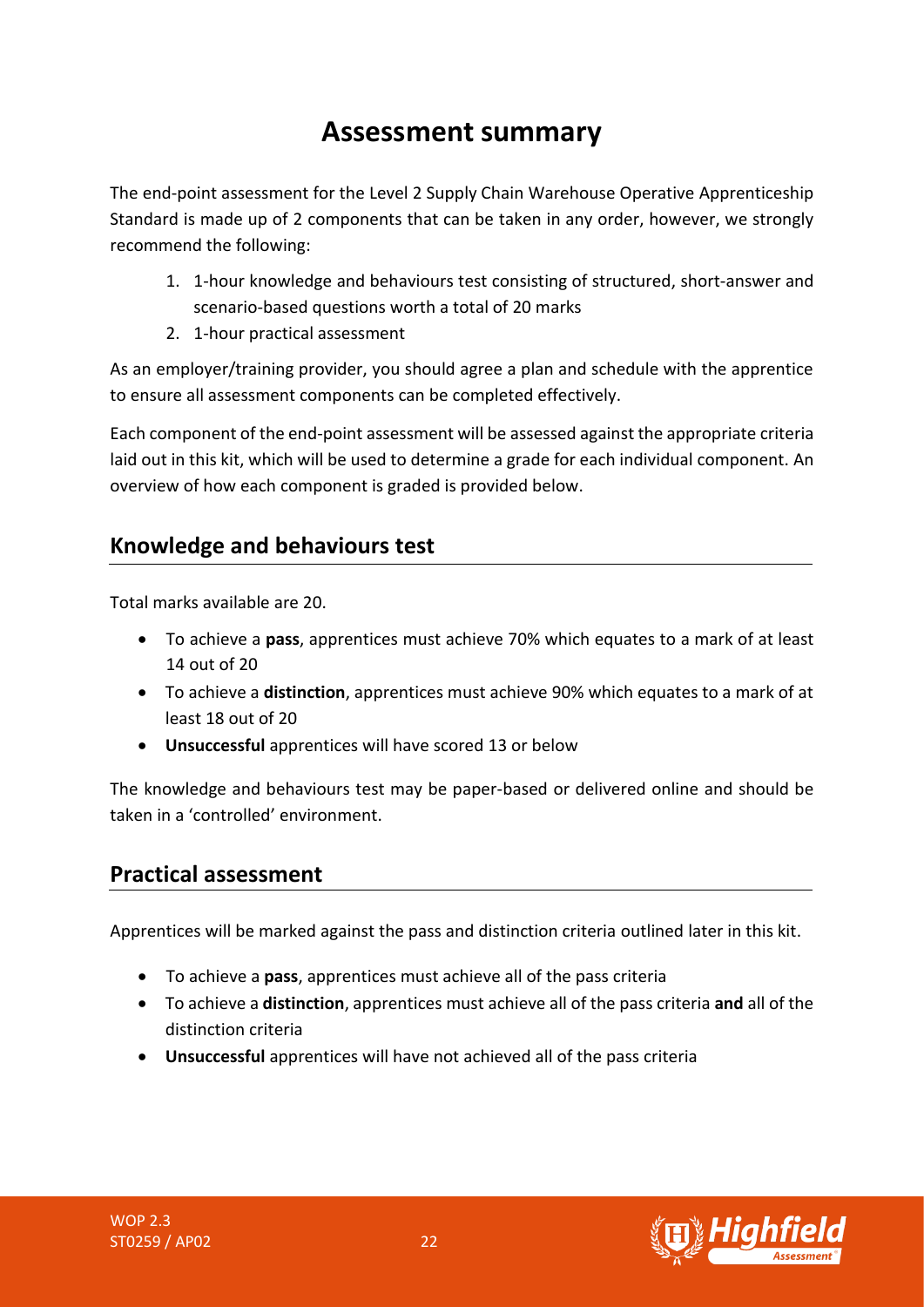# Assessment summary

The end-point assessment for the Level 2 Supply Chain Warehouse Operative Apprenticeship Standard is made up of 2 components that can be taken in any order, however, we strongly recommend the following:

1. 1-hour knowledge and behaviours test consisting of structured, short-answer and scenario-based questions worth a total of 20 marks
2. 1-hour practical assessment

As an employer/training provider, you should agree a plan and schedule with the apprentice to ensure all assessment components can be completed effectively.

Each component of the end-point assessment will be assessed against the appropriate criteria laid out in this kit, which will be used to determine a grade for each individual component. An overview of how each component is graded is provided below.

## Knowledge and behaviours test

Total marks available are 20.

- To achieve a **pass**, apprentices must achieve 70% which equates to a mark of at least 14 out of 20
- To achieve a **distinction**, apprentices must achieve 90% which equates to a mark of at least 18 out of 20
- **Unsuccessful** apprentices will have scored 13 or below

The knowledge and behaviours test may be paper-based or delivered online and should be taken in a 'controlled' environment.

## Practical assessment

Apprentices will be marked against the pass and distinction criteria outlined later in this kit.

- To achieve a **pass**, apprentices must achieve all of the pass criteria
- To achieve a **distinction**, apprentices must achieve all of the pass criteria **and** all of the distinction criteria
- **Unsuccessful** apprentices will have not achieved all of the pass criteria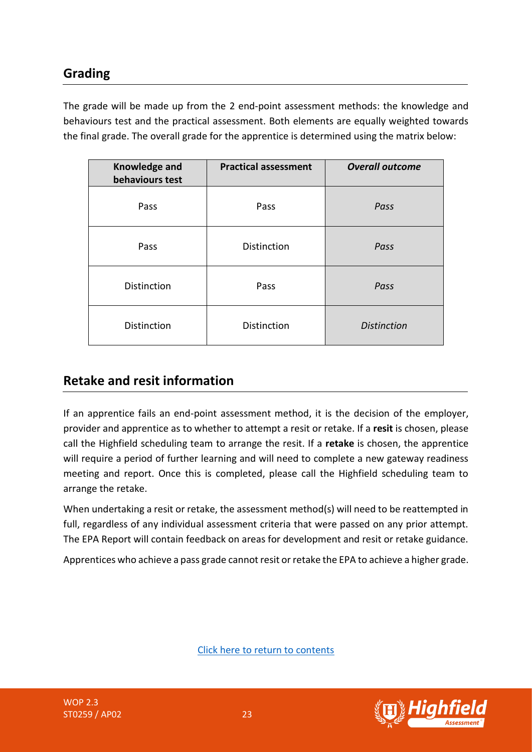## Grading

The grade will be made up from the 2 end-point assessment methods: the knowledge and behaviours test and the practical assessment. Both elements are equally weighted towards the final grade. The overall grade for the apprentice is determined using the matrix below:

| Knowledge and behaviours test | Practical assessment | *Overall outcome* |
|---|---|---|
| Pass | Pass | *Pass* |
| Pass | Distinction | *Pass* |
| Distinction | Pass | *Pass* |
| Distinction | Distinction | *Distinction* |

## Retake and resit information

If an apprentice fails an end-point assessment method, it is the decision of the employer, provider and apprentice as to whether to attempt a resit or retake. If a **resit** is chosen, please call the Highfield scheduling team to arrange the resit. If a **retake** is chosen, the apprentice will require a period of further learning and will need to complete a new gateway readiness meeting and report. Once this is completed, please call the Highfield scheduling team to arrange the retake.

When undertaking a resit or retake, the assessment method(s) will need to be reattempted in full, regardless of any individual assessment criteria that were passed on any prior attempt. The EPA Report will contain feedback on areas for development and resit or retake guidance.

Apprentices who achieve a pass grade cannot resit or retake the EPA to achieve a higher grade.

Click here to return to contents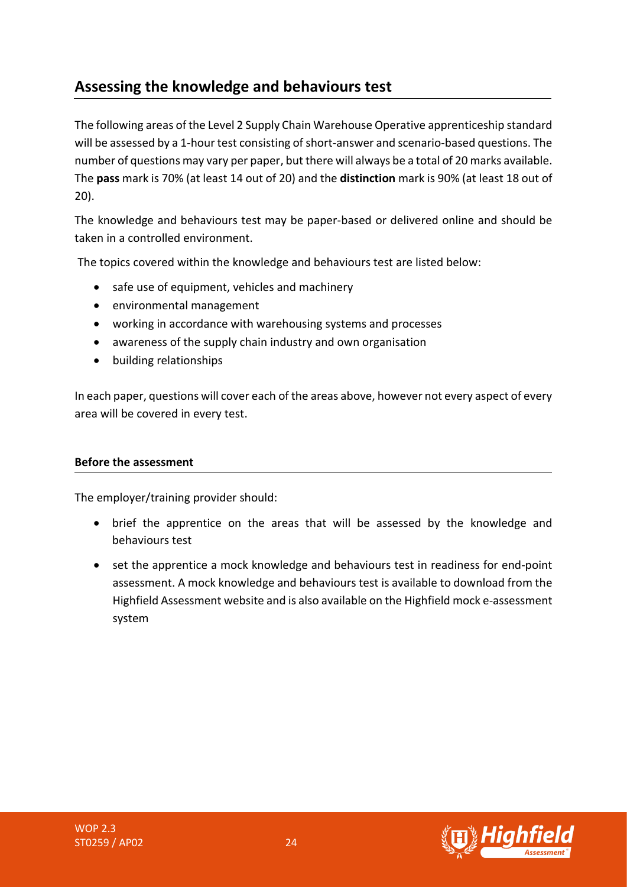## Assessing the knowledge and behaviours test

The following areas of the Level 2 Supply Chain Warehouse Operative apprenticeship standard will be assessed by a 1-hour test consisting of short-answer and scenario-based questions. The number of questions may vary per paper, but there will always be a total of 20 marks available. The **pass** mark is 70% (at least 14 out of 20) and the **distinction** mark is 90% (at least 18 out of 20).

The knowledge and behaviours test may be paper-based or delivered online and should be taken in a controlled environment.

The topics covered within the knowledge and behaviours test are listed below:

- safe use of equipment, vehicles and machinery
- environmental management
- working in accordance with warehousing systems and processes
- awareness of the supply chain industry and own organisation
- building relationships

In each paper, questions will cover each of the areas above, however not every aspect of every area will be covered in every test.

**Before the assessment**

The employer/training provider should:

- brief the apprentice on the areas that will be assessed by the knowledge and behaviours test
- set the apprentice a mock knowledge and behaviours test in readiness for end-point assessment. A mock knowledge and behaviours test is available to download from the Highfield Assessment website and is also available on the Highfield mock e-assessment system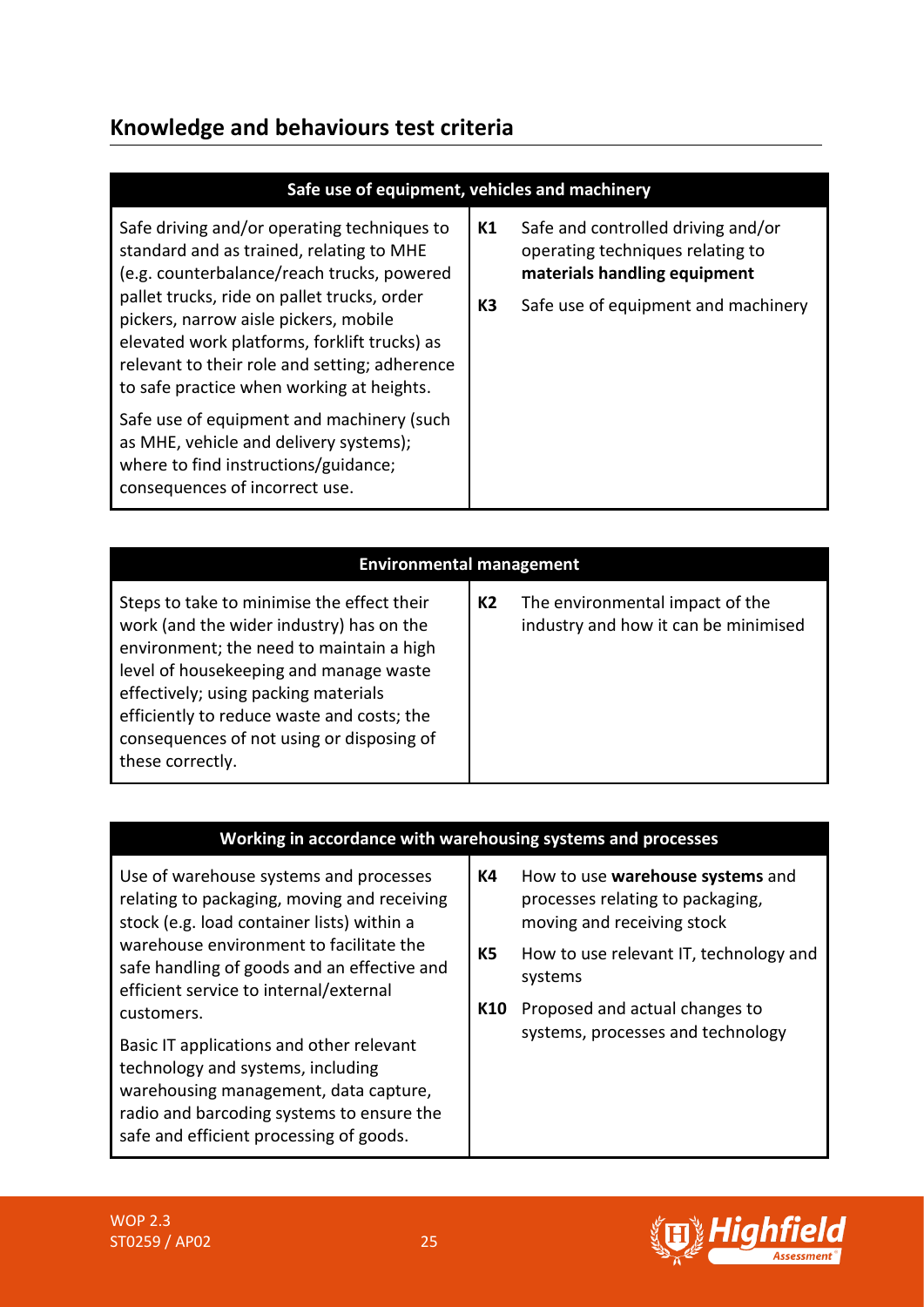## Knowledge and behaviours test criteria

| Safe use of equipment, vehicles and machinery | | |
|---|---|---|
| Safe driving and/or operating techniques to standard and as trained, relating to MHE (e.g. counterbalance/reach trucks, powered pallet trucks, ride on pallet trucks, order pickers, narrow aisle pickers, mobile elevated work platforms, forklift trucks) as relevant to their role and setting; adherence to safe practice when working at heights.<br><br>Safe use of equipment and machinery (such as MHE, vehicle and delivery systems); where to find instructions/guidance; consequences of incorrect use. | K1<br><br>K3 | Safe and controlled driving and/or operating techniques relating to **materials handling equipment**<br><br>Safe use of equipment and machinery |

| Environmental management | | |
|---|---|---|
| Steps to take to minimise the effect their work (and the wider industry) has on the environment; the need to maintain a high level of housekeeping and manage waste effectively; using packing materials efficiently to reduce waste and costs; the consequences of not using or disposing of these correctly. | K2 | The environmental impact of the industry and how it can be minimised |

| Working in accordance with warehousing systems and processes | | |
|---|---|---|
| Use of warehouse systems and processes relating to packaging, moving and receiving stock (e.g. load container lists) within a warehouse environment to facilitate the safe handling of goods and an effective and efficient service to internal/external customers.<br><br>Basic IT applications and other relevant technology and systems, including warehousing management, data capture, radio and barcoding systems to ensure the safe and efficient processing of goods. | K4<br><br>K5<br><br>K10 | How to use **warehouse systems** and processes relating to packaging, moving and receiving stock<br><br>How to use relevant IT, technology and systems<br><br>Proposed and actual changes to systems, processes and technology |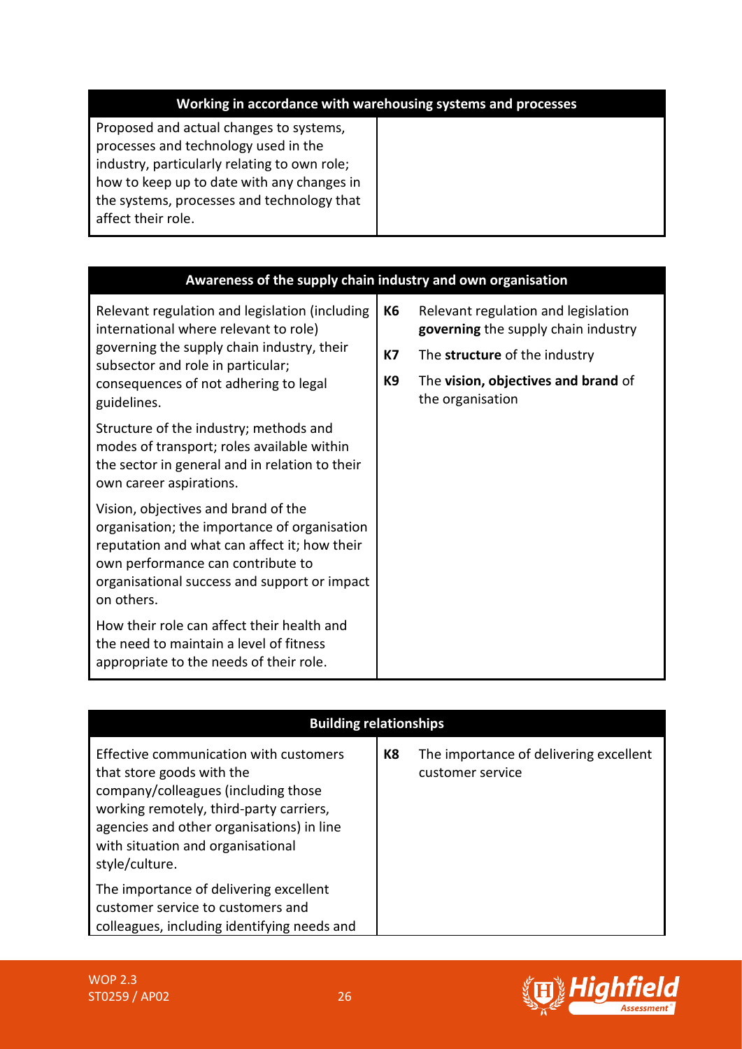| Working in accordance with warehousing systems and processes | | |
|---|---|---|
| Proposed and actual changes to systems, processes and technology used in the industry, particularly relating to own role; how to keep up to date with any changes in the systems, processes and technology that affect their role. | | |

| Awareness of the supply chain industry and own organisation | | |
|---|---|---|
| Relevant regulation and legislation (including international where relevant to role) governing the supply chain industry, their subsector and role in particular; consequences of not adhering to legal guidelines.<br><br>Structure of the industry; methods and modes of transport; roles available within the sector in general and in relation to their own career aspirations.<br><br>Vision, objectives and brand of the organisation; the importance of organisation reputation and what can affect it; how their own performance can contribute to organisational success and support or impact on others.<br><br>How their role can affect their health and the need to maintain a level of fitness appropriate to the needs of their role. | **K6**<br><br>**K7**<br><br>**K9** | Relevant regulation and legislation **governing** the supply chain industry<br><br>The **structure** of the industry<br><br>The **vision, objectives and brand** of the organisation |

| Building relationships | | |
|---|---|---|
| Effective communication with customers that store goods with the company/colleagues (including those working remotely, third-party carriers, agencies and other organisations) in line with situation and organisational style/culture.<br><br>The importance of delivering excellent customer service to customers and colleagues, including identifying needs and | **K8** | The importance of delivering excellent customer service |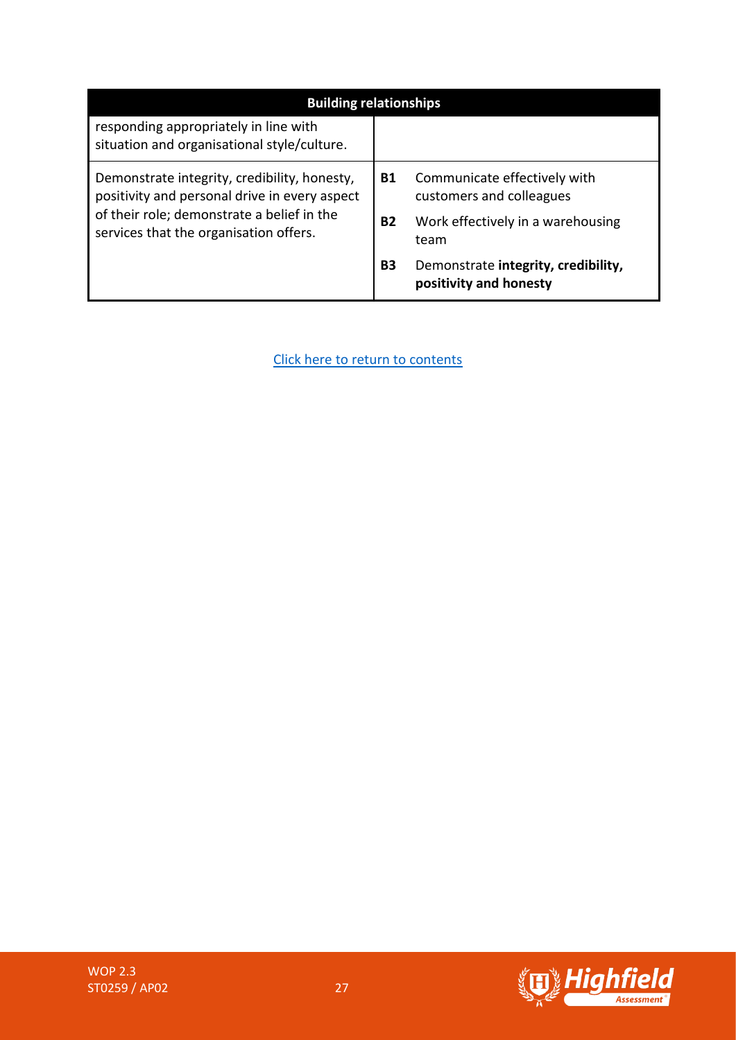| Building relationships | | |
|---|---|---|
| responding appropriately in line with situation and organisational style/culture. | | |
| Demonstrate integrity, credibility, honesty, positivity and personal drive in every aspect of their role; demonstrate a belief in the services that the organisation offers. | **B1** | Communicate effectively with customers and colleagues |
| | **B2** | Work effectively in a warehousing team |
| | **B3** | Demonstrate **integrity, credibility, positivity and honesty** |

Click here to return to contents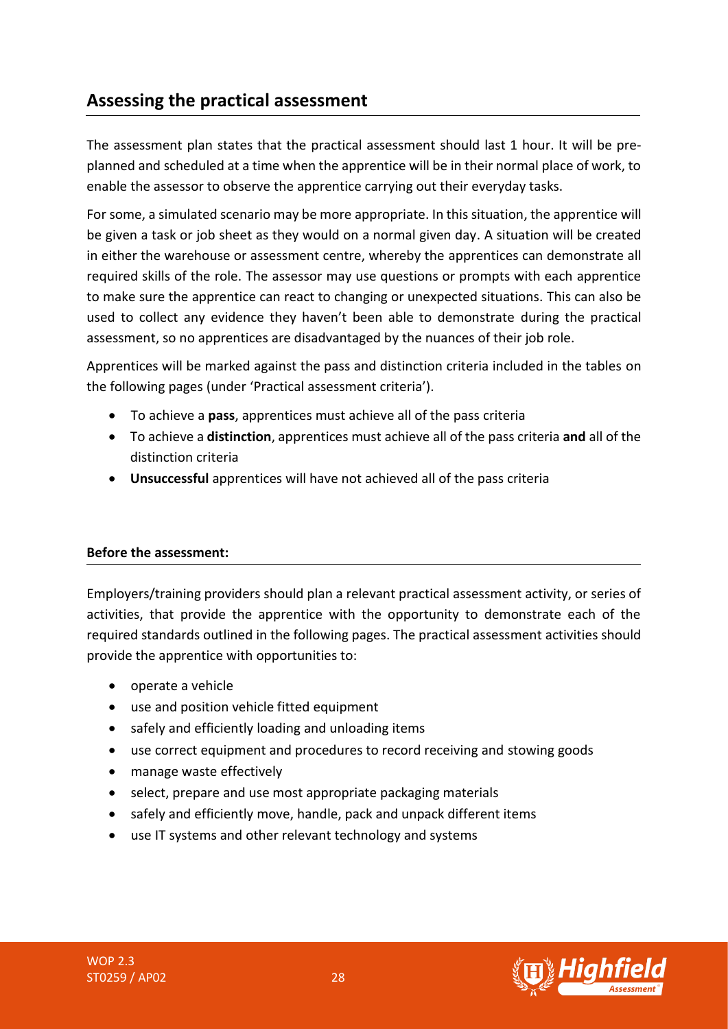## Assessing the practical assessment

The assessment plan states that the practical assessment should last 1 hour. It will be pre-planned and scheduled at a time when the apprentice will be in their normal place of work, to enable the assessor to observe the apprentice carrying out their everyday tasks.

For some, a simulated scenario may be more appropriate. In this situation, the apprentice will be given a task or job sheet as they would on a normal given day. A situation will be created in either the warehouse or assessment centre, whereby the apprentices can demonstrate all required skills of the role. The assessor may use questions or prompts with each apprentice to make sure the apprentice can react to changing or unexpected situations. This can also be used to collect any evidence they haven't been able to demonstrate during the practical assessment, so no apprentices are disadvantaged by the nuances of their job role.

Apprentices will be marked against the pass and distinction criteria included in the tables on the following pages (under 'Practical assessment criteria').

- To achieve a **pass**, apprentices must achieve all of the pass criteria
- To achieve a **distinction**, apprentices must achieve all of the pass criteria **and** all of the distinction criteria
- **Unsuccessful** apprentices will have not achieved all of the pass criteria

**Before the assessment:**

Employers/training providers should plan a relevant practical assessment activity, or series of activities, that provide the apprentice with the opportunity to demonstrate each of the required standards outlined in the following pages. The practical assessment activities should provide the apprentice with opportunities to:

- operate a vehicle
- use and position vehicle fitted equipment
- safely and efficiently loading and unloading items
- use correct equipment and procedures to record receiving and stowing goods
- manage waste effectively
- select, prepare and use most appropriate packaging materials
- safely and efficiently move, handle, pack and unpack different items
- use IT systems and other relevant technology and systems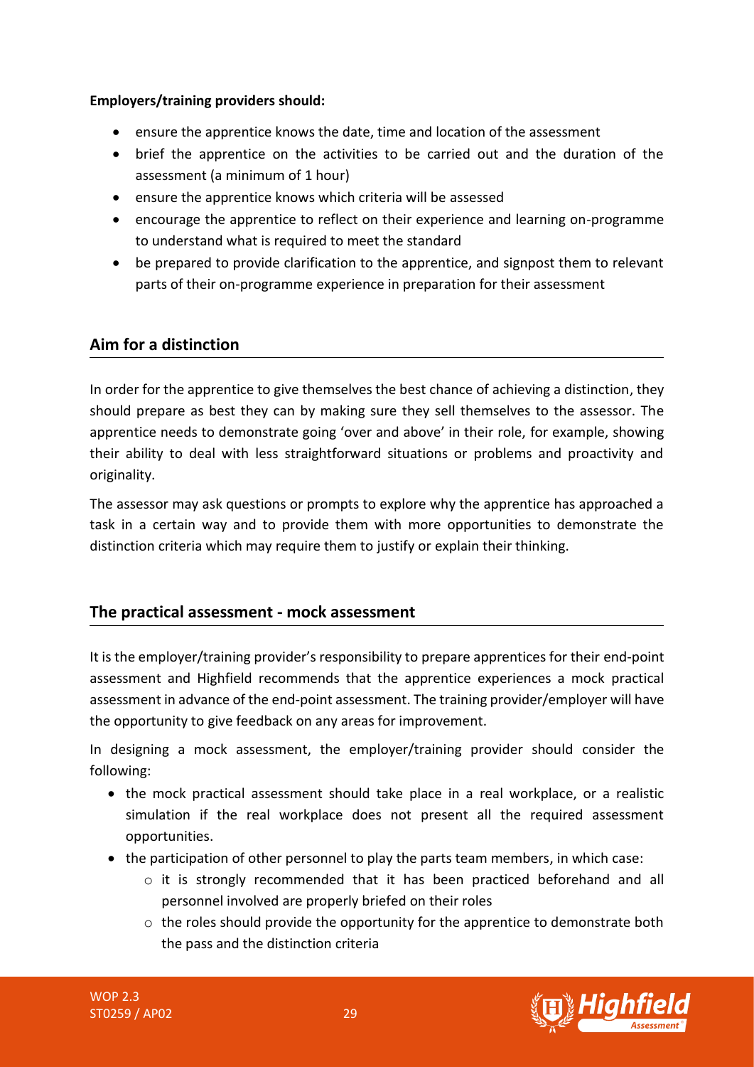**Employers/training providers should:**

- ensure the apprentice knows the date, time and location of the assessment
- brief the apprentice on the activities to be carried out and the duration of the assessment (a minimum of 1 hour)
- ensure the apprentice knows which criteria will be assessed
- encourage the apprentice to reflect on their experience and learning on-programme to understand what is required to meet the standard
- be prepared to provide clarification to the apprentice, and signpost them to relevant parts of their on-programme experience in preparation for their assessment

## Aim for a distinction

In order for the apprentice to give themselves the best chance of achieving a distinction, they should prepare as best they can by making sure they sell themselves to the assessor. The apprentice needs to demonstrate going 'over and above' in their role, for example, showing their ability to deal with less straightforward situations or problems and proactivity and originality.

The assessor may ask questions or prompts to explore why the apprentice has approached a task in a certain way and to provide them with more opportunities to demonstrate the distinction criteria which may require them to justify or explain their thinking.

## The practical assessment - mock assessment

It is the employer/training provider's responsibility to prepare apprentices for their end-point assessment and Highfield recommends that the apprentice experiences a mock practical assessment in advance of the end-point assessment. The training provider/employer will have the opportunity to give feedback on any areas for improvement.

In designing a mock assessment, the employer/training provider should consider the following:

- the mock practical assessment should take place in a real workplace, or a realistic simulation if the real workplace does not present all the required assessment opportunities.
- the participation of other personnel to play the parts team members, in which case:
  - it is strongly recommended that it has been practiced beforehand and all personnel involved are properly briefed on their roles
  - the roles should provide the opportunity for the apprentice to demonstrate both the pass and the distinction criteria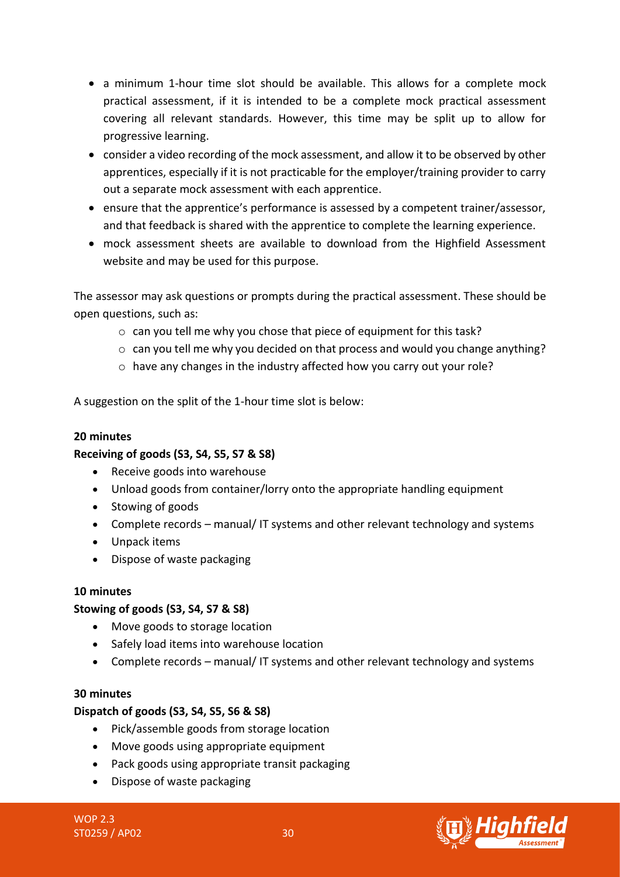- a minimum 1-hour time slot should be available. This allows for a complete mock practical assessment, if it is intended to be a complete mock practical assessment covering all relevant standards. However, this time may be split up to allow for progressive learning.
- consider a video recording of the mock assessment, and allow it to be observed by other apprentices, especially if it is not practicable for the employer/training provider to carry out a separate mock assessment with each apprentice.
- ensure that the apprentice's performance is assessed by a competent trainer/assessor, and that feedback is shared with the apprentice to complete the learning experience.
- mock assessment sheets are available to download from the Highfield Assessment website and may be used for this purpose.

The assessor may ask questions or prompts during the practical assessment. These should be open questions, such as:

- can you tell me why you chose that piece of equipment for this task?
- can you tell me why you decided on that process and would you change anything?
- have any changes in the industry affected how you carry out your role?

A suggestion on the split of the 1-hour time slot is below:

**20 minutes**

**Receiving of goods (S3, S4, S5, S7 & S8)**

- Receive goods into warehouse
- Unload goods from container/lorry onto the appropriate handling equipment
- Stowing of goods
- Complete records – manual/ IT systems and other relevant technology and systems
- Unpack items
- Dispose of waste packaging

**10 minutes**

**Stowing of goods (S3, S4, S7 & S8)**

- Move goods to storage location
- Safely load items into warehouse location
- Complete records – manual/ IT systems and other relevant technology and systems

**30 minutes**

**Dispatch of goods (S3, S4, S5, S6 & S8)**

- Pick/assemble goods from storage location
- Move goods using appropriate equipment
- Pack goods using appropriate transit packaging
- Dispose of waste packaging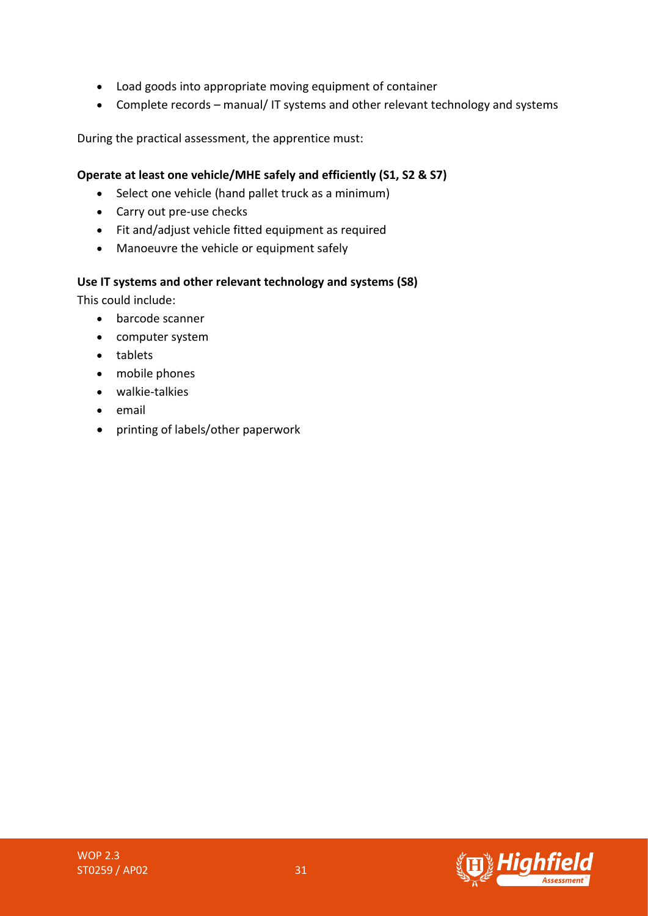- Load goods into appropriate moving equipment of container
- Complete records – manual/ IT systems and other relevant technology and systems

During the practical assessment, the apprentice must:

**Operate at least one vehicle/MHE safely and efficiently (S1, S2 & S7)**

- Select one vehicle (hand pallet truck as a minimum)
- Carry out pre-use checks
- Fit and/adjust vehicle fitted equipment as required
- Manoeuvre the vehicle or equipment safely

**Use IT systems and other relevant technology and systems (S8)**

This could include:

- barcode scanner
- computer system
- tablets
- mobile phones
- walkie-talkies
- email
- printing of labels/other paperwork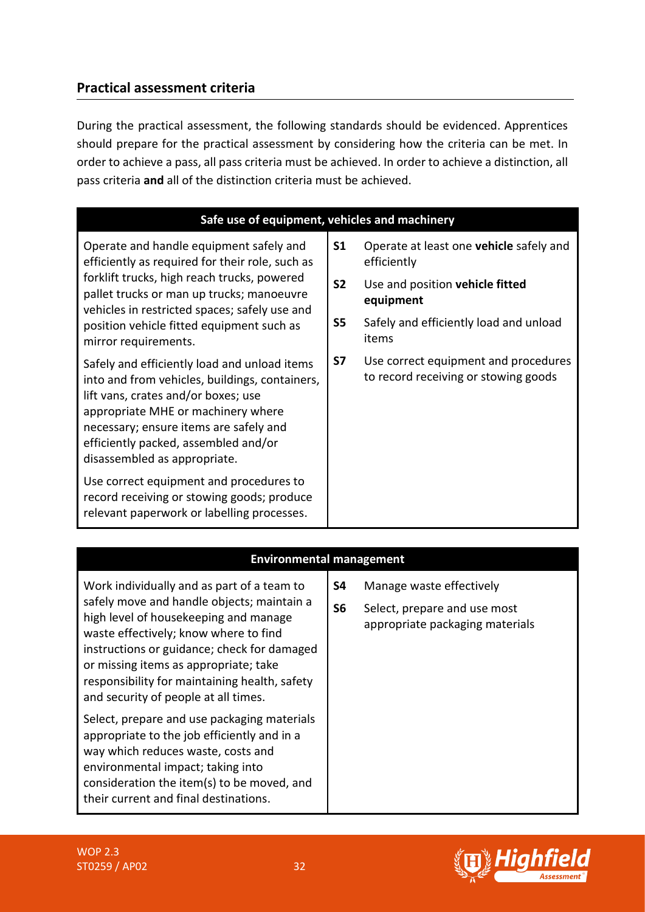## Practical assessment criteria

During the practical assessment, the following standards should be evidenced. Apprentices should prepare for the practical assessment by considering how the criteria can be met. In order to achieve a pass, all pass criteria must be achieved. In order to achieve a distinction, all pass criteria **and** all of the distinction criteria must be achieved.

| Safe use of equipment, vehicles and machinery | | |
|---|---|---|
| Operate and handle equipment safely and efficiently as required for their role, such as forklift trucks, high reach trucks, powered pallet trucks or man up trucks; manoeuvre vehicles in restricted spaces; safely use and position vehicle fitted equipment such as mirror requirements.<br><br>Safely and efficiently load and unload items into and from vehicles, buildings, containers, lift vans, crates and/or boxes; use appropriate MHE or machinery where necessary; ensure items are safely and efficiently packed, assembled and/or disassembled as appropriate.<br><br>Use correct equipment and procedures to record receiving or stowing goods; produce relevant paperwork or labelling processes. | **S1** | Operate at least one **vehicle** safely and efficiently |
| | **S2** | Use and position **vehicle fitted equipment** |
| | **S5** | Safely and efficiently load and unload items |
| | **S7** | Use correct equipment and procedures to record receiving or stowing goods |

| Environmental management | | |
|---|---|---|
| Work individually and as part of a team to safely move and handle objects; maintain a high level of housekeeping and manage waste effectively; know where to find instructions or guidance; check for damaged or missing items as appropriate; take responsibility for maintaining health, safety and security of people at all times.<br><br>Select, prepare and use packaging materials appropriate to the job efficiently and in a way which reduces waste, costs and environmental impact; taking into consideration the item(s) to be moved, and their current and final destinations. | **S4** | Manage waste effectively |
| | **S6** | Select, prepare and use most appropriate packaging materials |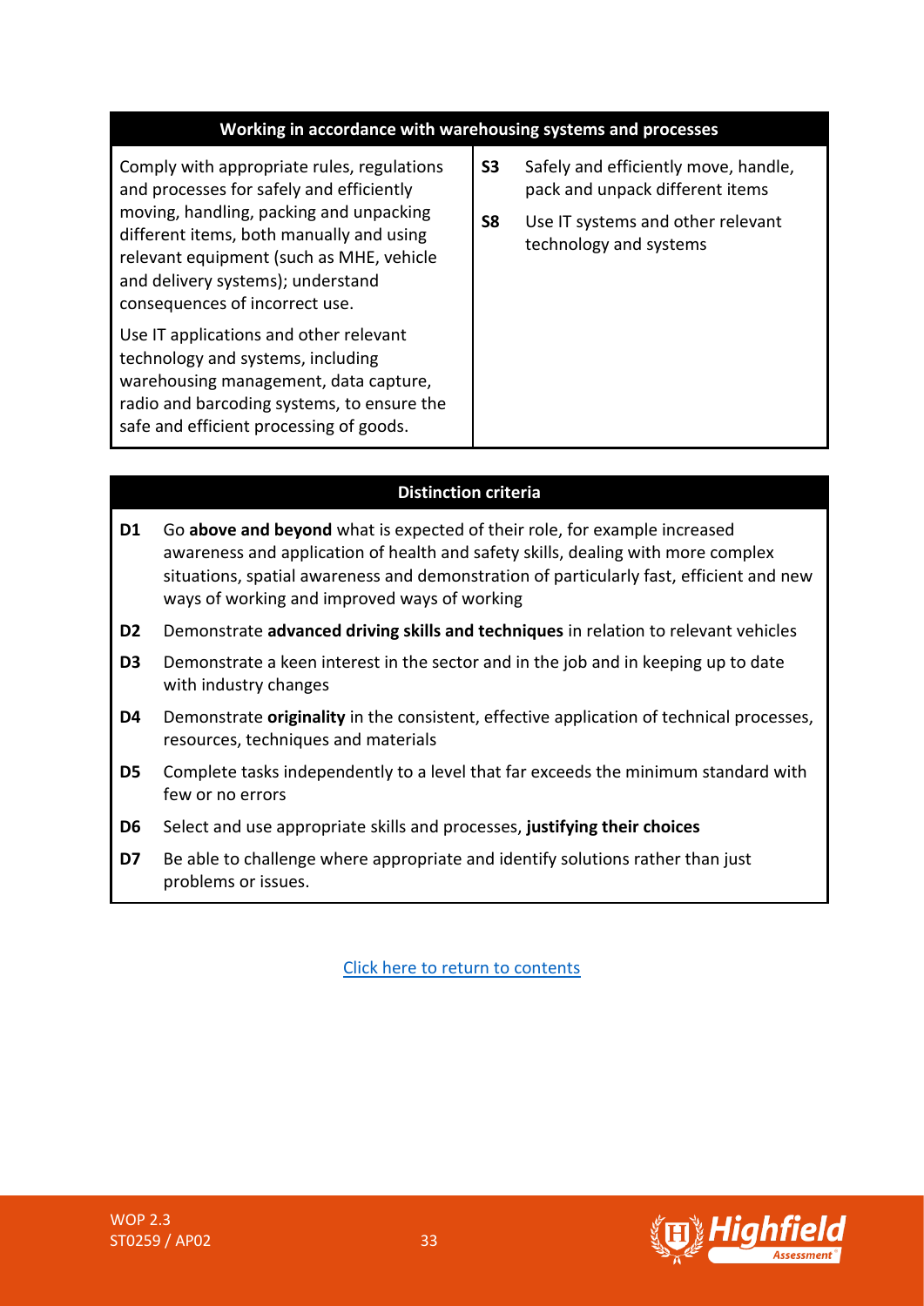| Working in accordance with warehousing systems and processes | | |
|---|---|---|
| Comply with appropriate rules, regulations and processes for safely and efficiently moving, handling, packing and unpacking different items, both manually and using relevant equipment (such as MHE, vehicle and delivery systems); understand consequences of incorrect use.<br><br>Use IT applications and other relevant technology and systems, including warehousing management, data capture, radio and barcoding systems, to ensure the safe and efficient processing of goods. | **S3**<br><br>**S8** | Safely and efficiently move, handle, pack and unpack different items<br><br>Use IT systems and other relevant technology and systems |

| Distinction criteria | |
|---|---|
| **D1** | Go **above and beyond** what is expected of their role, for example increased awareness and application of health and safety skills, dealing with more complex situations, spatial awareness and demonstration of particularly fast, efficient and new ways of working and improved ways of working |
| **D2** | Demonstrate **advanced driving skills and techniques** in relation to relevant vehicles |
| **D3** | Demonstrate a keen interest in the sector and in the job and in keeping up to date with industry changes |
| **D4** | Demonstrate **originality** in the consistent, effective application of technical processes, resources, techniques and materials |
| **D5** | Complete tasks independently to a level that far exceeds the minimum standard with few or no errors |
| **D6** | Select and use appropriate skills and processes, **justifying their choices** |
| **D7** | Be able to challenge where appropriate and identify solutions rather than just problems or issues. |

Click here to return to contents